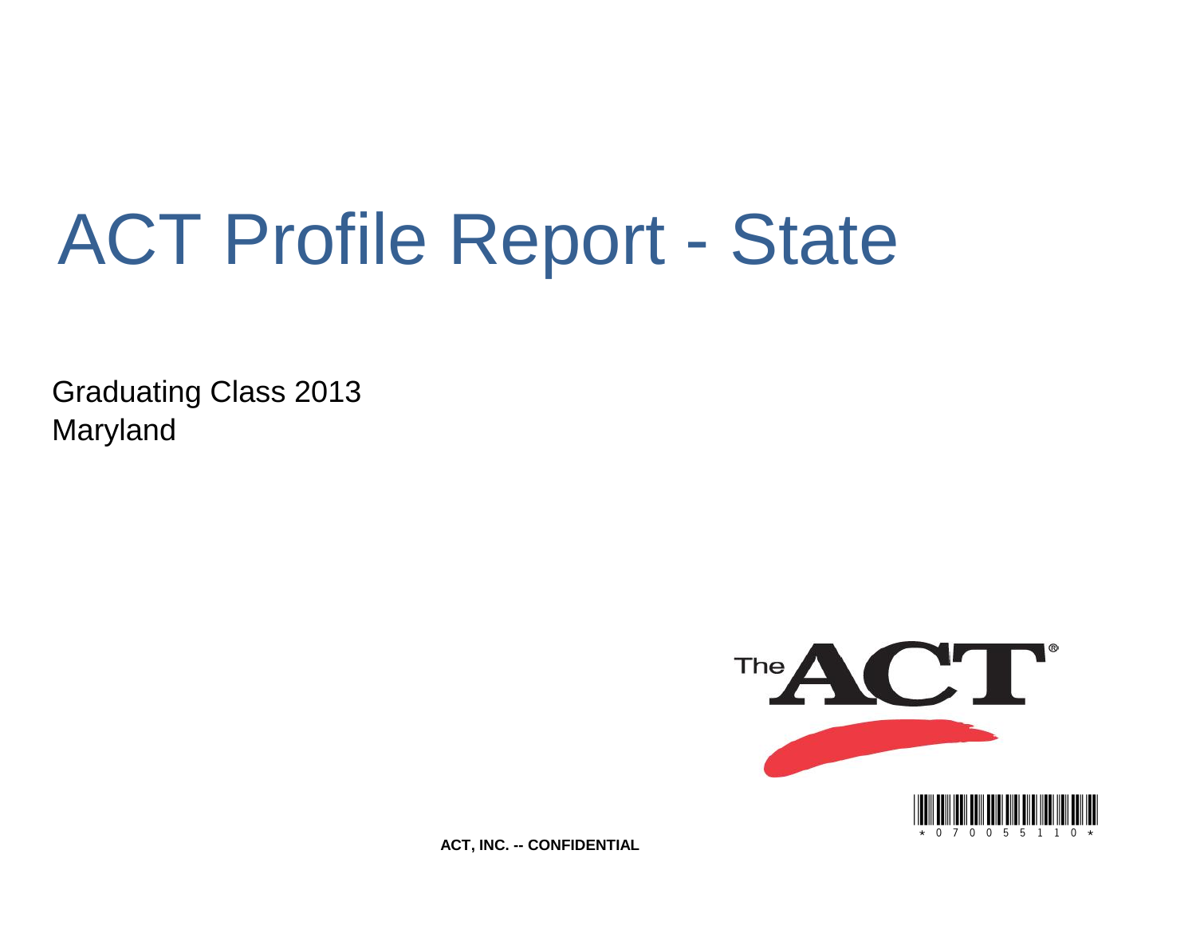# ACT Profile Report - State

Graduating Class 2013
Maryland

ACT, INC. -- CONFIDENTIAL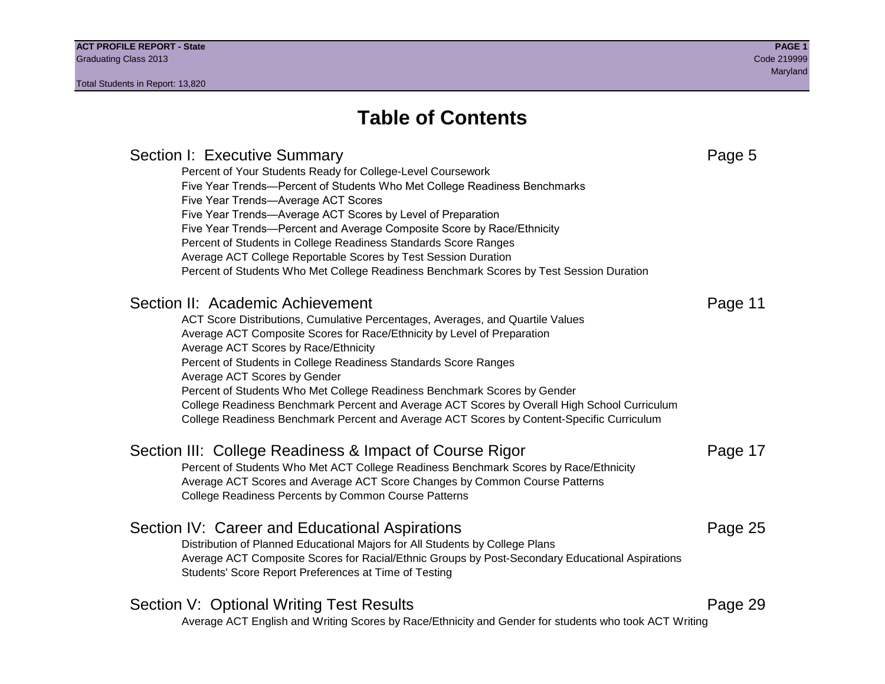# Table of Contents

## Section I: Executive Summary — Page 5

- Percent of Your Students Ready for College-Level Coursework
- Five Year Trends—Percent of Students Who Met College Readiness Benchmarks
- Five Year Trends—Average ACT Scores
- Five Year Trends—Average ACT Scores by Level of Preparation
- Five Year Trends—Percent and Average Composite Score by Race/Ethnicity
- Percent of Students in College Readiness Standards Score Ranges
- Average ACT College Reportable Scores by Test Session Duration
- Percent of Students Who Met College Readiness Benchmark Scores by Test Session Duration

## Section II: Academic Achievement — Page 11

- ACT Score Distributions, Cumulative Percentages, Averages, and Quartile Values
- Average ACT Composite Scores for Race/Ethnicity by Level of Preparation
- Average ACT Scores by Race/Ethnicity
- Percent of Students in College Readiness Standards Score Ranges
- Average ACT Scores by Gender
- Percent of Students Who Met College Readiness Benchmark Scores by Gender
- College Readiness Benchmark Percent and Average ACT Scores by Overall High School Curriculum
- College Readiness Benchmark Percent and Average ACT Scores by Content-Specific Curriculum

## Section III: College Readiness & Impact of Course Rigor — Page 17

- Percent of Students Who Met ACT College Readiness Benchmark Scores by Race/Ethnicity
- Average ACT Scores and Average ACT Score Changes by Common Course Patterns
- College Readiness Percents by Common Course Patterns

## Section IV: Career and Educational Aspirations — Page 25

- Distribution of Planned Educational Majors for All Students by College Plans
- Average ACT Composite Scores for Racial/Ethnic Groups by Post-Secondary Educational Aspirations
- Students' Score Report Preferences at Time of Testing

## Section V: Optional Writing Test Results — Page 29

- Average ACT English and Writing Scores by Race/Ethnicity and Gender for students who took ACT Writing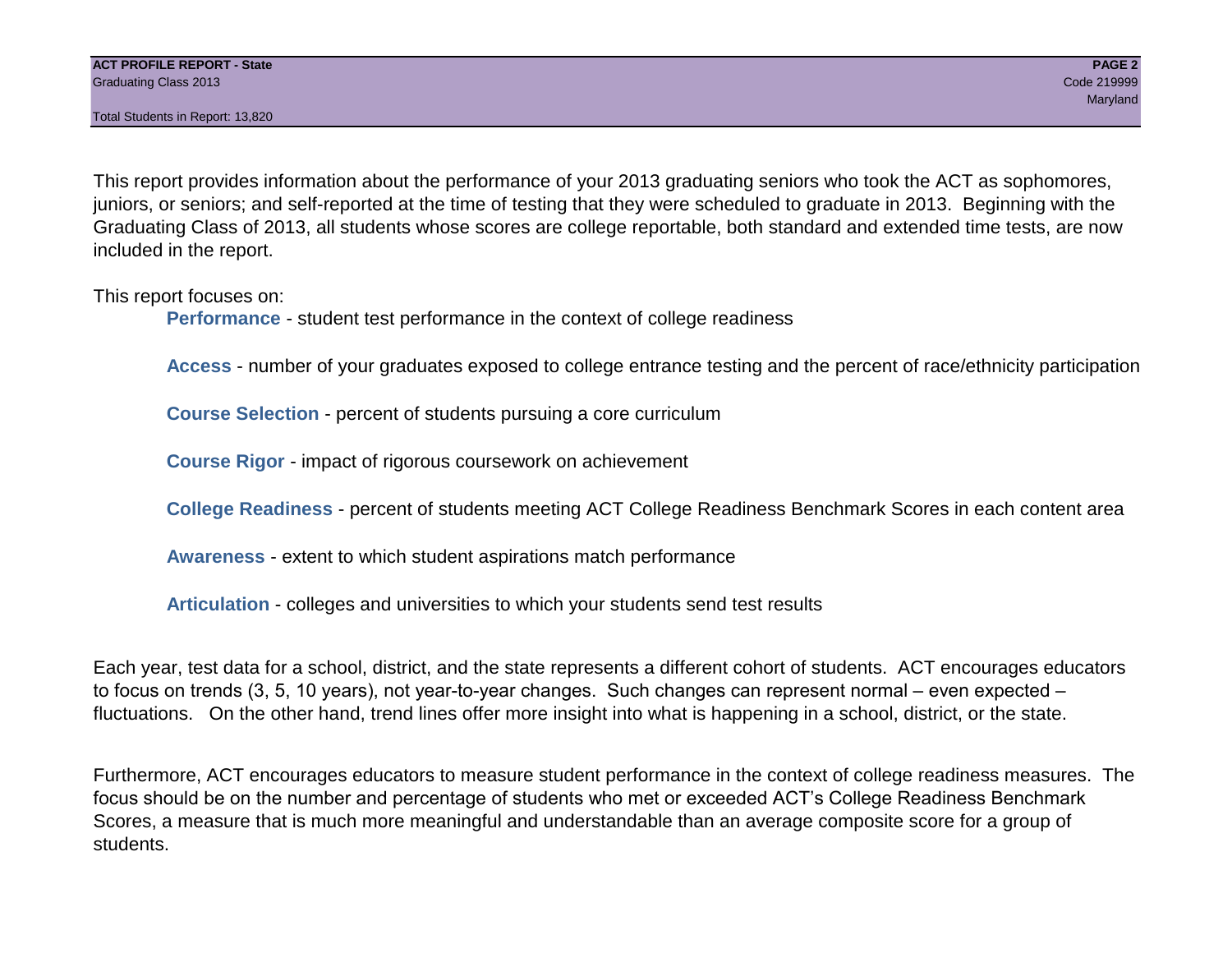This report provides information about the performance of your 2013 graduating seniors who took the ACT as sophomores, juniors, or seniors; and self-reported at the time of testing that they were scheduled to graduate in 2013. Beginning with the Graduating Class of 2013, all students whose scores are college reportable, both standard and extended time tests, are now included in the report.

This report focuses on:

**Performance** - student test performance in the context of college readiness

**Access** - number of your graduates exposed to college entrance testing and the percent of race/ethnicity participation

**Course Selection** - percent of students pursuing a core curriculum

**Course Rigor** - impact of rigorous coursework on achievement

**College Readiness** - percent of students meeting ACT College Readiness Benchmark Scores in each content area

**Awareness** - extent to which student aspirations match performance

**Articulation** - colleges and universities to which your students send test results

Each year, test data for a school, district, and the state represents a different cohort of students. ACT encourages educators to focus on trends (3, 5, 10 years), not year-to-year changes. Such changes can represent normal – even expected – fluctuations. On the other hand, trend lines offer more insight into what is happening in a school, district, or the state.

Furthermore, ACT encourages educators to measure student performance in the context of college readiness measures. The focus should be on the number and percentage of students who met or exceeded ACT's College Readiness Benchmark Scores, a measure that is much more meaningful and understandable than an average composite score for a group of students.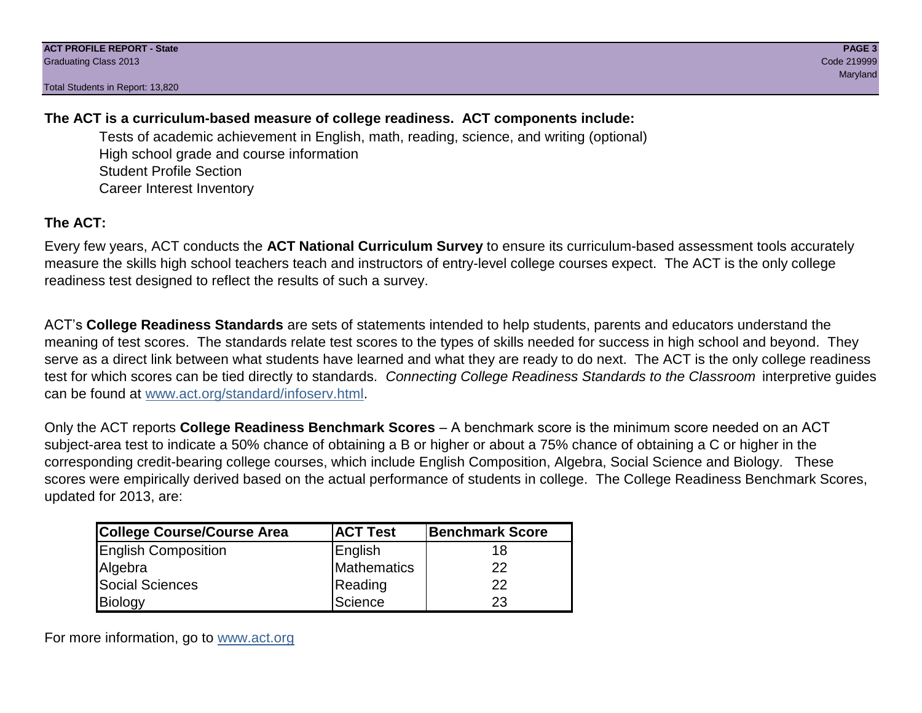**The ACT is a curriculum-based measure of college readiness. ACT components include:**

- Tests of academic achievement in English, math, reading, science, and writing (optional)
- High school grade and course information
- Student Profile Section
- Career Interest Inventory

## The ACT:

Every few years, ACT conducts the **ACT National Curriculum Survey** to ensure its curriculum-based assessment tools accurately measure the skills high school teachers teach and instructors of entry-level college courses expect. The ACT is the only college readiness test designed to reflect the results of such a survey.

ACT's **College Readiness Standards** are sets of statements intended to help students, parents and educators understand the meaning of test scores. The standards relate test scores to the types of skills needed for success in high school and beyond. They serve as a direct link between what students have learned and what they are ready to do next. The ACT is the only college readiness test for which scores can be tied directly to standards. *Connecting College Readiness Standards to the Classroom* interpretive guides can be found at [www.act.org/standard/infoserv.html](www.act.org/standard/infoserv.html).

Only the ACT reports **College Readiness Benchmark Scores** – A benchmark score is the minimum score needed on an ACT subject-area test to indicate a 50% chance of obtaining a B or higher or about a 75% chance of obtaining a C or higher in the corresponding credit-bearing college courses, which include English Composition, Algebra, Social Science and Biology. These scores were empirically derived based on the actual performance of students in college. The College Readiness Benchmark Scores, updated for 2013, are:

| College Course/Course Area | ACT Test | Benchmark Score |
|---|---|---|
| English Composition | English | 18 |
| Algebra | Mathematics | 22 |
| Social Sciences | Reading | 22 |
| Biology | Science | 23 |

For more information, go to [www.act.org](www.act.org)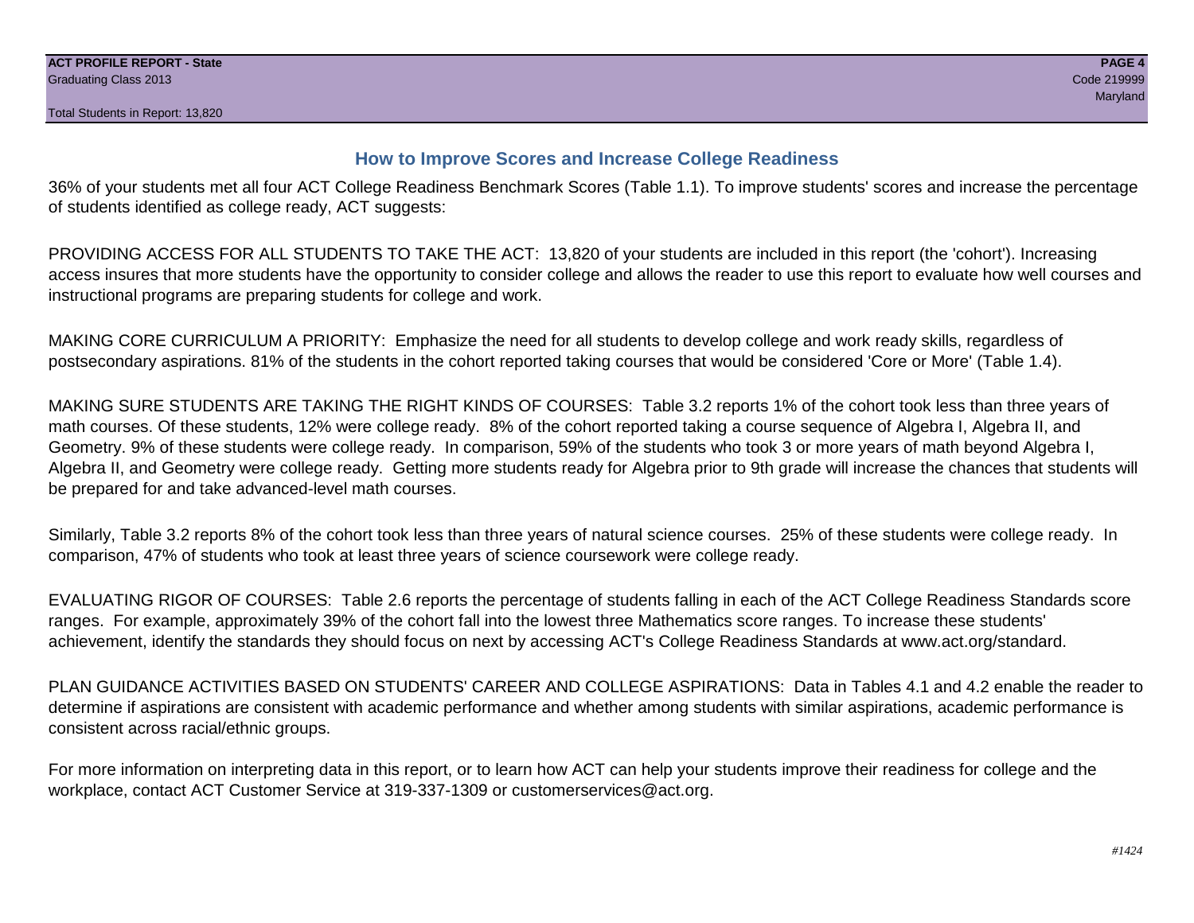## How to Improve Scores and Increase College Readiness

36% of your students met all four ACT College Readiness Benchmark Scores (Table 1.1). To improve students' scores and increase the percentage of students identified as college ready, ACT suggests:

PROVIDING ACCESS FOR ALL STUDENTS TO TAKE THE ACT: 13,820 of your students are included in this report (the 'cohort'). Increasing access insures that more students have the opportunity to consider college and allows the reader to use this report to evaluate how well courses and instructional programs are preparing students for college and work.

MAKING CORE CURRICULUM A PRIORITY: Emphasize the need for all students to develop college and work ready skills, regardless of postsecondary aspirations. 81% of the students in the cohort reported taking courses that would be considered 'Core or More' (Table 1.4).

MAKING SURE STUDENTS ARE TAKING THE RIGHT KINDS OF COURSES: Table 3.2 reports 1% of the cohort took less than three years of math courses. Of these students, 12% were college ready. 8% of the cohort reported taking a course sequence of Algebra I, Algebra II, and Geometry. 9% of these students were college ready. In comparison, 59% of the students who took 3 or more years of math beyond Algebra I, Algebra II, and Geometry were college ready. Getting more students ready for Algebra prior to 9th grade will increase the chances that students will be prepared for and take advanced-level math courses.

Similarly, Table 3.2 reports 8% of the cohort took less than three years of natural science courses. 25% of these students were college ready. In comparison, 47% of students who took at least three years of science coursework were college ready.

EVALUATING RIGOR OF COURSES: Table 2.6 reports the percentage of students falling in each of the ACT College Readiness Standards score ranges. For example, approximately 39% of the cohort fall into the lowest three Mathematics score ranges. To increase these students' achievement, identify the standards they should focus on next by accessing ACT's College Readiness Standards at www.act.org/standard.

PLAN GUIDANCE ACTIVITIES BASED ON STUDENTS' CAREER AND COLLEGE ASPIRATIONS: Data in Tables 4.1 and 4.2 enable the reader to determine if aspirations are consistent with academic performance and whether among students with similar aspirations, academic performance is consistent across racial/ethnic groups.

For more information on interpreting data in this report, or to learn how ACT can help your students improve their readiness for college and the workplace, contact ACT Customer Service at 319-337-1309 or customerservices@act.org.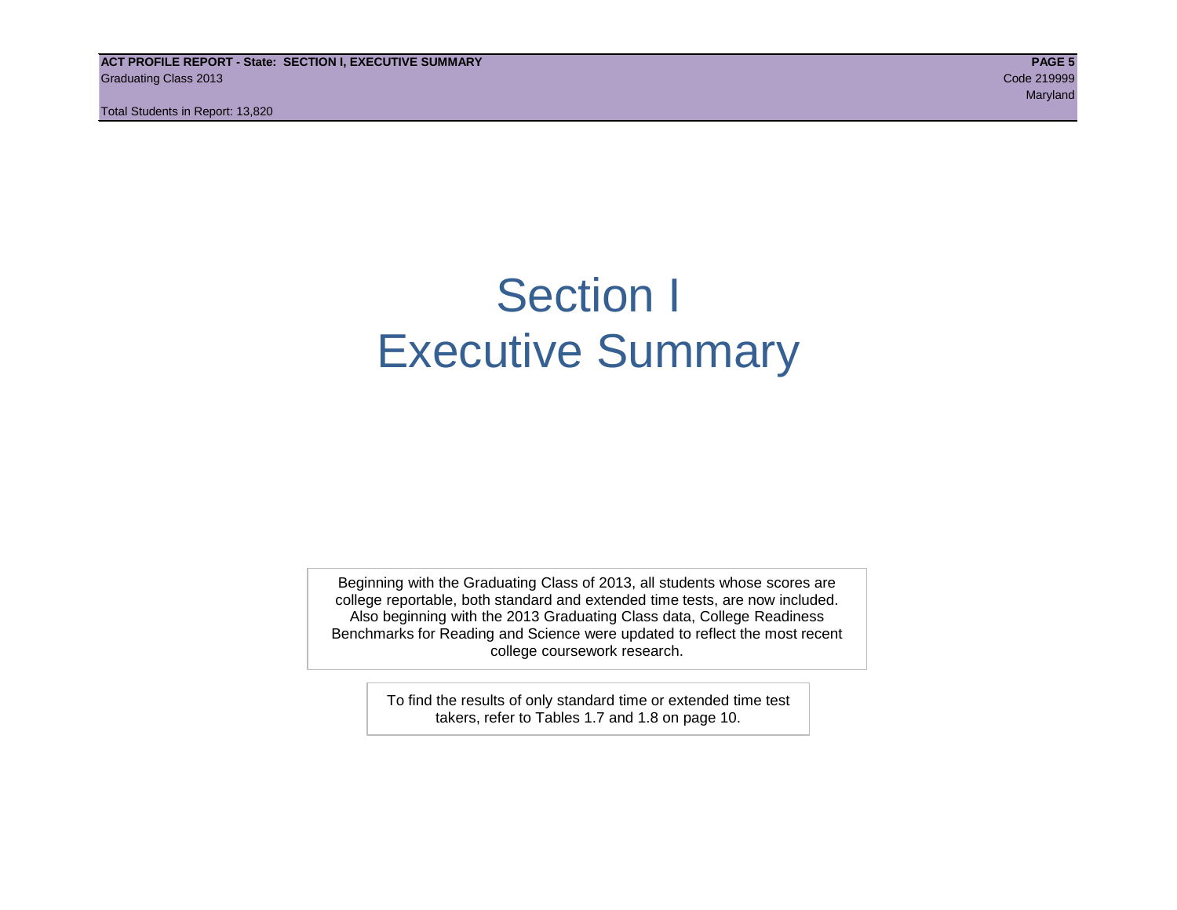# Section I
# Executive Summary

Beginning with the Graduating Class of 2013, all students whose scores are college reportable, both standard and extended time tests, are now included. Also beginning with the 2013 Graduating Class data, College Readiness Benchmarks for Reading and Science were updated to reflect the most recent college coursework research.

To find the results of only standard time or extended time test takers, refer to Tables 1.7 and 1.8 on page 10.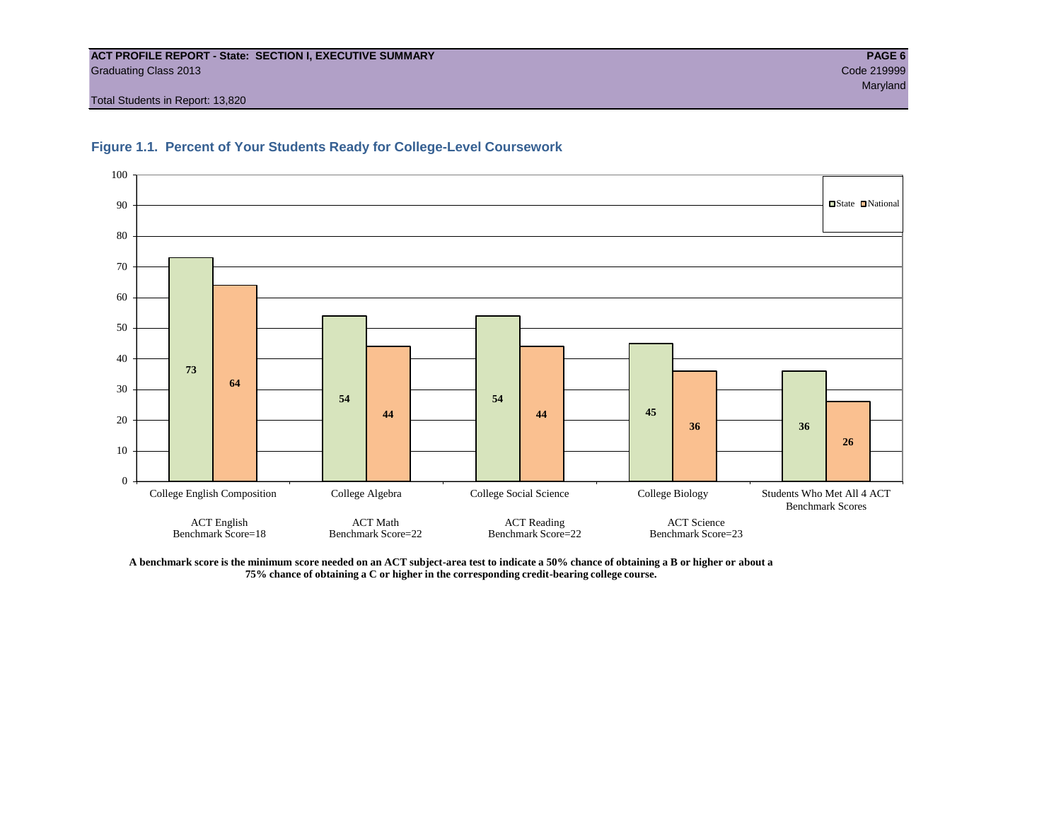ACT PROFILE REPORT - State: SECTION I, EXECUTIVE SUMMARY

Graduating Class 2013

Code 219999

Maryland

Total Students in Report: 13,820

## Figure 1.1. Percent of Your Students Ready for College-Level Coursework

| | State | National |
|---|---|---|
| College English Composition (ACT English Benchmark Score=18) | 73 | 64 |
| College Algebra (ACT Math Benchmark Score=22) | 54 | 44 |
| College Social Science (ACT Reading Benchmark Score=22) | 54 | 44 |
| College Biology (ACT Science Benchmark Score=23) | 45 | 36 |
| Students Who Met All 4 ACT Benchmark Scores | 36 | 26 |

**A benchmark score is the minimum score needed on an ACT subject-area test to indicate a 50% chance of obtaining a B or higher or about a 75% chance of obtaining a C or higher in the corresponding credit-bearing college course.**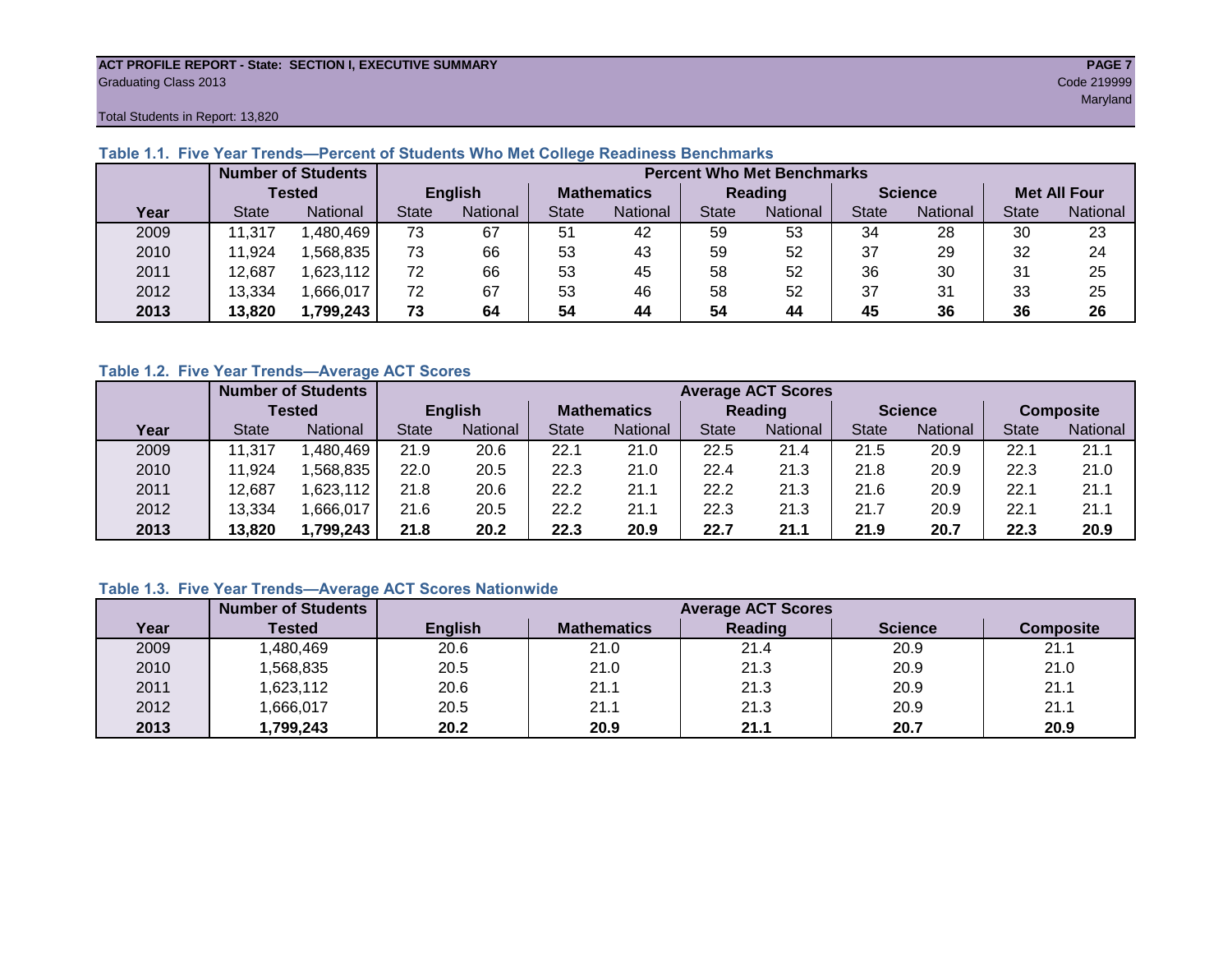**ACT PROFILE REPORT - State: SECTION I, EXECUTIVE SUMMARY**
Graduating Class 2013
Code 219999
Maryland
Total Students in Report: 13,820

### Table 1.1. Five Year Trends—Percent of Students Who Met College Readiness Benchmarks

| | Number of Students Tested | | Percent Who Met Benchmarks | | | | | | | | | |
|---|---|---|---|---|---|---|---|---|---|---|---|---|
| | | | English | | Mathematics | | Reading | | Science | | Met All Four | |
| Year | State | National | State | National | State | National | State | National | State | National | State | National |
| 2009 | 11,317 | 1,480,469 | 73 | 67 | 51 | 42 | 59 | 53 | 34 | 28 | 30 | 23 |
| 2010 | 11,924 | 1,568,835 | 73 | 66 | 53 | 43 | 59 | 52 | 37 | 29 | 32 | 24 |
| 2011 | 12,687 | 1,623,112 | 72 | 66 | 53 | 45 | 58 | 52 | 36 | 30 | 31 | 25 |
| 2012 | 13,334 | 1,666,017 | 72 | 67 | 53 | 46 | 58 | 52 | 37 | 31 | 33 | 25 |
| **2013** | **13,820** | **1,799,243** | **73** | **64** | **54** | **44** | **54** | **44** | **45** | **36** | **36** | **26** |

### Table 1.2. Five Year Trends—Average ACT Scores

| | Number of Students Tested | | Average ACT Scores | | | | | | | | | |
|---|---|---|---|---|---|---|---|---|---|---|---|---|
| | | | English | | Mathematics | | Reading | | Science | | Composite | |
| Year | State | National | State | National | State | National | State | National | State | National | State | National |
| 2009 | 11,317 | 1,480,469 | 21.9 | 20.6 | 22.1 | 21.0 | 22.5 | 21.4 | 21.5 | 20.9 | 22.1 | 21.1 |
| 2010 | 11,924 | 1,568,835 | 22.0 | 20.5 | 22.3 | 21.0 | 22.4 | 21.3 | 21.8 | 20.9 | 22.3 | 21.0 |
| 2011 | 12,687 | 1,623,112 | 21.8 | 20.6 | 22.2 | 21.1 | 22.2 | 21.3 | 21.6 | 20.9 | 22.1 | 21.1 |
| 2012 | 13,334 | 1,666,017 | 21.6 | 20.5 | 22.2 | 21.1 | 22.3 | 21.3 | 21.7 | 20.9 | 22.1 | 21.1 |
| **2013** | **13,820** | **1,799,243** | **21.8** | **20.2** | **22.3** | **20.9** | **22.7** | **21.1** | **21.9** | **20.7** | **22.3** | **20.9** |

### Table 1.3. Five Year Trends—Average ACT Scores Nationwide

| | Number of Students | Average ACT Scores | | | | |
|---|---|---|---|---|---|---|
| Year | Tested | English | Mathematics | Reading | Science | Composite |
| 2009 | 1,480,469 | 20.6 | 21.0 | 21.4 | 20.9 | 21.1 |
| 2010 | 1,568,835 | 20.5 | 21.0 | 21.3 | 20.9 | 21.0 |
| 2011 | 1,623,112 | 20.6 | 21.1 | 21.3 | 20.9 | 21.1 |
| 2012 | 1,666,017 | 20.5 | 21.1 | 21.3 | 20.9 | 21.1 |
| **2013** | **1,799,243** | **20.2** | **20.9** | **21.1** | **20.7** | **20.9** |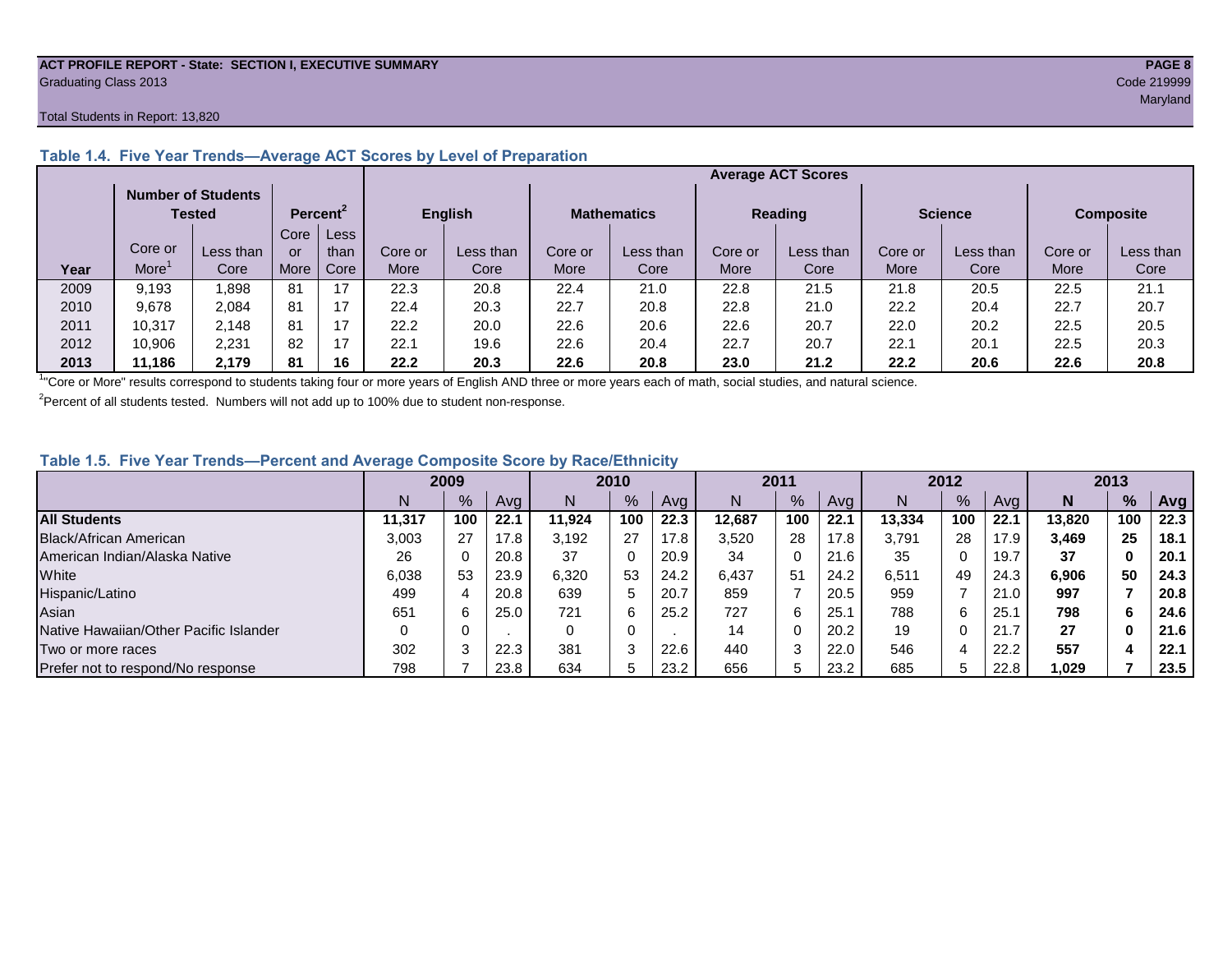ACT PROFILE REPORT - State: SECTION I, EXECUTIVE SUMMARY
Graduating Class 2013
Code 219999
Maryland

Total Students in Report: 13,820

### Table 1.4. Five Year Trends—Average ACT Scores by Level of Preparation

| | Number of Students Tested | | Percent[2] | | Average ACT Scores | | | | | | | | | |
|---|---|---|---|---|---|---|---|---|---|---|---|---|---|---|
| | | | | | English | | Mathematics | | Reading | | Science | | Composite | |
| Year | Core or More[1] | Less than Core | Core or More | Less than Core | Core or More | Less than Core | Core or More | Less than Core | Core or More | Less than Core | Core or More | Less than Core | Core or More | Less than Core |
| 2009 | 9,193 | 1,898 | 81 | 17 | 22.3 | 20.8 | 22.4 | 21.0 | 22.8 | 21.5 | 21.8 | 20.5 | 22.5 | 21.1 |
| 2010 | 9,678 | 2,084 | 81 | 17 | 22.4 | 20.3 | 22.7 | 20.8 | 22.8 | 21.0 | 22.2 | 20.4 | 22.7 | 20.7 |
| 2011 | 10,317 | 2,148 | 81 | 17 | 22.2 | 20.0 | 22.6 | 20.6 | 22.6 | 20.7 | 22.0 | 20.2 | 22.5 | 20.5 |
| 2012 | 10,906 | 2,231 | 82 | 17 | 22.1 | 19.6 | 22.6 | 20.4 | 22.7 | 20.7 | 22.1 | 20.1 | 22.5 | 20.3 |
| **2013** | **11,186** | **2,179** | **81** | **16** | **22.2** | **20.3** | **22.6** | **20.8** | **23.0** | **21.2** | **22.2** | **20.6** | **22.6** | **20.8** |

[1]"Core or More" results correspond to students taking four or more years of English AND three or more years each of math, social studies, and natural science.

[2]Percent of all students tested. Numbers will not add up to 100% due to student non-response.

### Table 1.5. Five Year Trends—Percent and Average Composite Score by Race/Ethnicity

| | 2009 | | | 2010 | | | 2011 | | | 2012 | | | 2013 | | |
|---|---|---|---|---|---|---|---|---|---|---|---|---|---|---|---|
| | N | % | Avg | N | % | Avg | N | % | Avg | N | % | Avg | **N** | **%** | **Avg** |
| **All Students** | **11,317** | **100** | **22.1** | **11,924** | **100** | **22.3** | **12,687** | **100** | **22.1** | **13,334** | **100** | **22.1** | **13,820** | **100** | **22.3** |
| Black/African American | 3,003 | 27 | 17.8 | 3,192 | 27 | 17.8 | 3,520 | 28 | 17.8 | 3,791 | 28 | 17.9 | **3,469** | **25** | **18.1** |
| American Indian/Alaska Native | 26 | 0 | 20.8 | 37 | 0 | 20.9 | 34 | 0 | 21.6 | 35 | 0 | 19.7 | **37** | **0** | **20.1** |
| White | 6,038 | 53 | 23.9 | 6,320 | 53 | 24.2 | 6,437 | 51 | 24.2 | 6,511 | 49 | 24.3 | **6,906** | **50** | **24.3** |
| Hispanic/Latino | 499 | 4 | 20.8 | 639 | 5 | 20.7 | 859 | 7 | 20.5 | 959 | 7 | 21.0 | **997** | **7** | **20.8** |
| Asian | 651 | 6 | 25.0 | 721 | 6 | 25.2 | 727 | 6 | 25.1 | 788 | 6 | 25.1 | **798** | **6** | **24.6** |
| Native Hawaiian/Other Pacific Islander | 0 | 0 | . | 0 | 0 | . | 14 | 0 | 20.2 | 19 | 0 | 21.7 | **27** | **0** | **21.6** |
| Two or more races | 302 | 3 | 22.3 | 381 | 3 | 22.6 | 440 | 3 | 22.0 | 546 | 4 | 22.2 | **557** | **4** | **22.1** |
| Prefer not to respond/No response | 798 | 7 | 23.8 | 634 | 5 | 23.2 | 656 | 5 | 23.2 | 685 | 5 | 22.8 | **1,029** | **7** | **23.5** |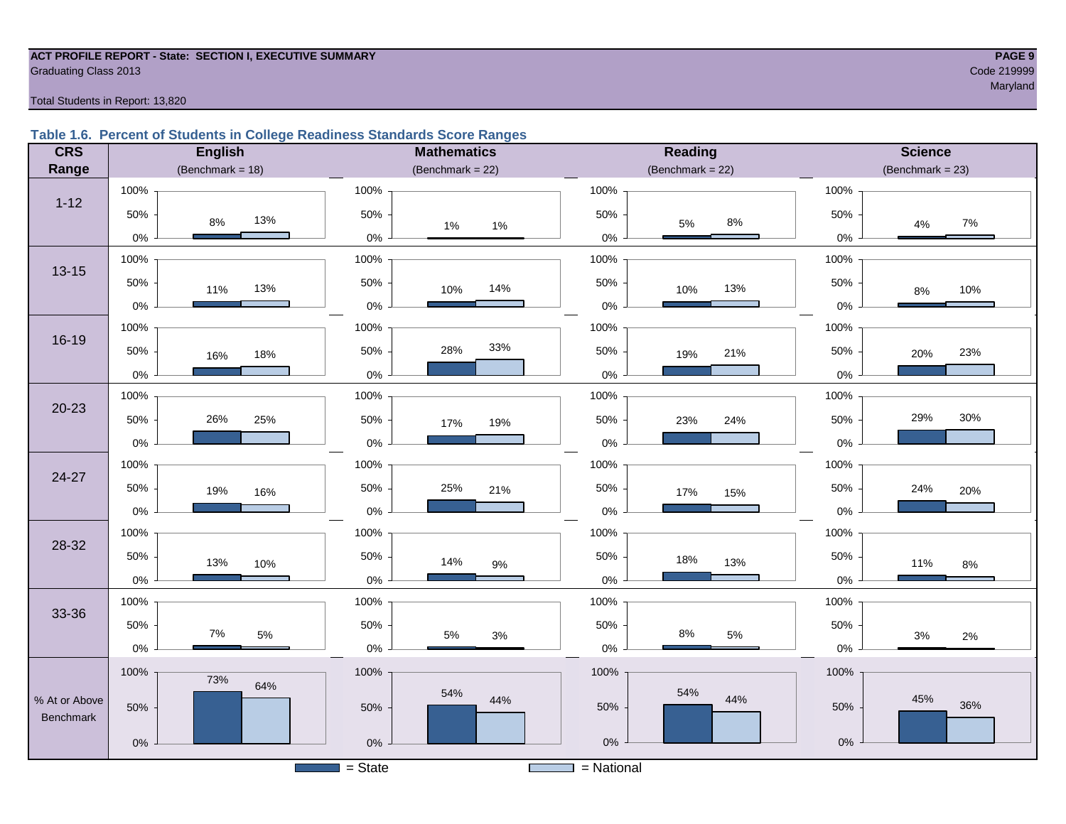ACT PROFILE REPORT - State: SECTION I, EXECUTIVE SUMMARY
Graduating Class 2013
Code 219999
Maryland

Total Students in Report: 13,820

### Table 1.6. Percent of Students in College Readiness Standards Score Ranges

| CRS Range | English (Benchmark = 18) State | English National | Mathematics (Benchmark = 22) State | Mathematics National | Reading (Benchmark = 22) State | Reading National | Science (Benchmark = 23) State | Science National |
|---|---|---|---|---|---|---|---|---|
| 1-12 | 8% | 13% | 1% | 1% | 5% | 8% | 4% | 7% |
| 13-15 | 11% | 13% | 10% | 14% | 10% | 13% | 8% | 10% |
| 16-19 | 16% | 18% | 28% | 33% | 19% | 21% | 20% | 23% |
| 20-23 | 26% | 25% | 17% | 19% | 23% | 24% | 29% | 30% |
| 24-27 | 19% | 16% | 25% | 21% | 17% | 15% | 24% | 20% |
| 28-32 | 13% | 10% | 14% | 9% | 18% | 13% | 11% | 8% |
| 33-36 | 7% | 5% | 5% | 3% | 8% | 5% | 3% | 2% |
| % At or Above Benchmark | 73% | 64% | 54% | 44% | 54% | 44% | 45% | 36% |

■ = State ■ = National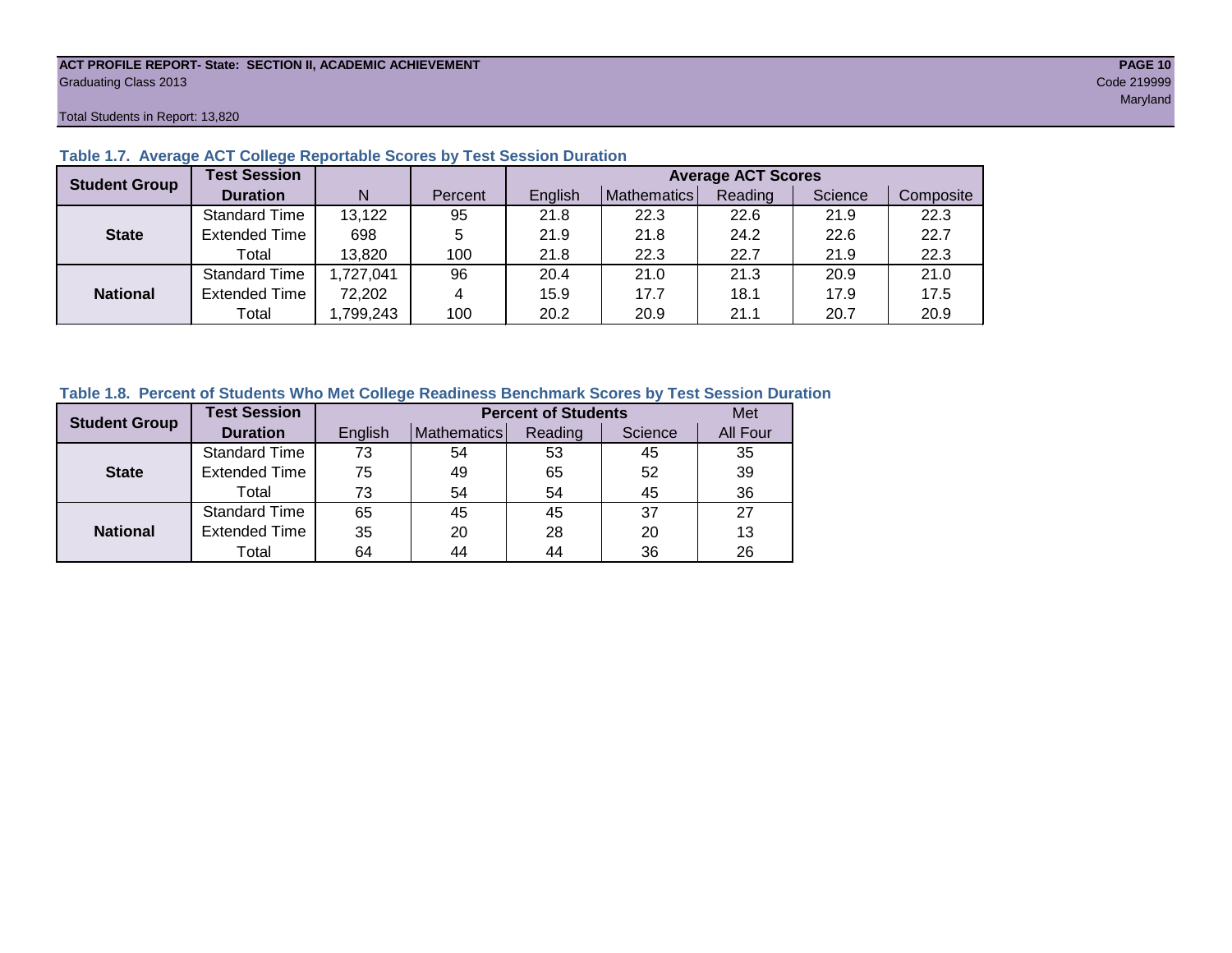**ACT PROFILE REPORT- State: SECTION II, ACADEMIC ACHIEVEMENT**
Graduating Class 2013
Code 219999
Maryland

Total Students in Report: 13,820

### Table 1.7. Average ACT College Reportable Scores by Test Session Duration

| Student Group | Test Session Duration | N | Percent | Average ACT Scores | | | | |
|---|---|---|---|---|---|---|---|---|
| | | | | English | Mathematics | Reading | Science | Composite |
| State | Standard Time | 13,122 | 95 | 21.8 | 22.3 | 22.6 | 21.9 | 22.3 |
| | Extended Time | 698 | 5 | 21.9 | 21.8 | 24.2 | 22.6 | 22.7 |
| | Total | 13,820 | 100 | 21.8 | 22.3 | 22.7 | 21.9 | 22.3 |
| National | Standard Time | 1,727,041 | 96 | 20.4 | 21.0 | 21.3 | 20.9 | 21.0 |
| | Extended Time | 72,202 | 4 | 15.9 | 17.7 | 18.1 | 17.9 | 17.5 |
| | Total | 1,799,243 | 100 | 20.2 | 20.9 | 21.1 | 20.7 | 20.9 |

### Table 1.8. Percent of Students Who Met College Readiness Benchmark Scores by Test Session Duration

| Student Group | Test Session Duration | Percent of Students | | | | Met |
|---|---|---|---|---|---|---|
| | | English | Mathematics | Reading | Science | All Four |
| State | Standard Time | 73 | 54 | 53 | 45 | 35 |
| | Extended Time | 75 | 49 | 65 | 52 | 39 |
| | Total | 73 | 54 | 54 | 45 | 36 |
| National | Standard Time | 65 | 45 | 45 | 37 | 27 |
| | Extended Time | 35 | 20 | 28 | 20 | 13 |
| | Total | 64 | 44 | 44 | 36 | 26 |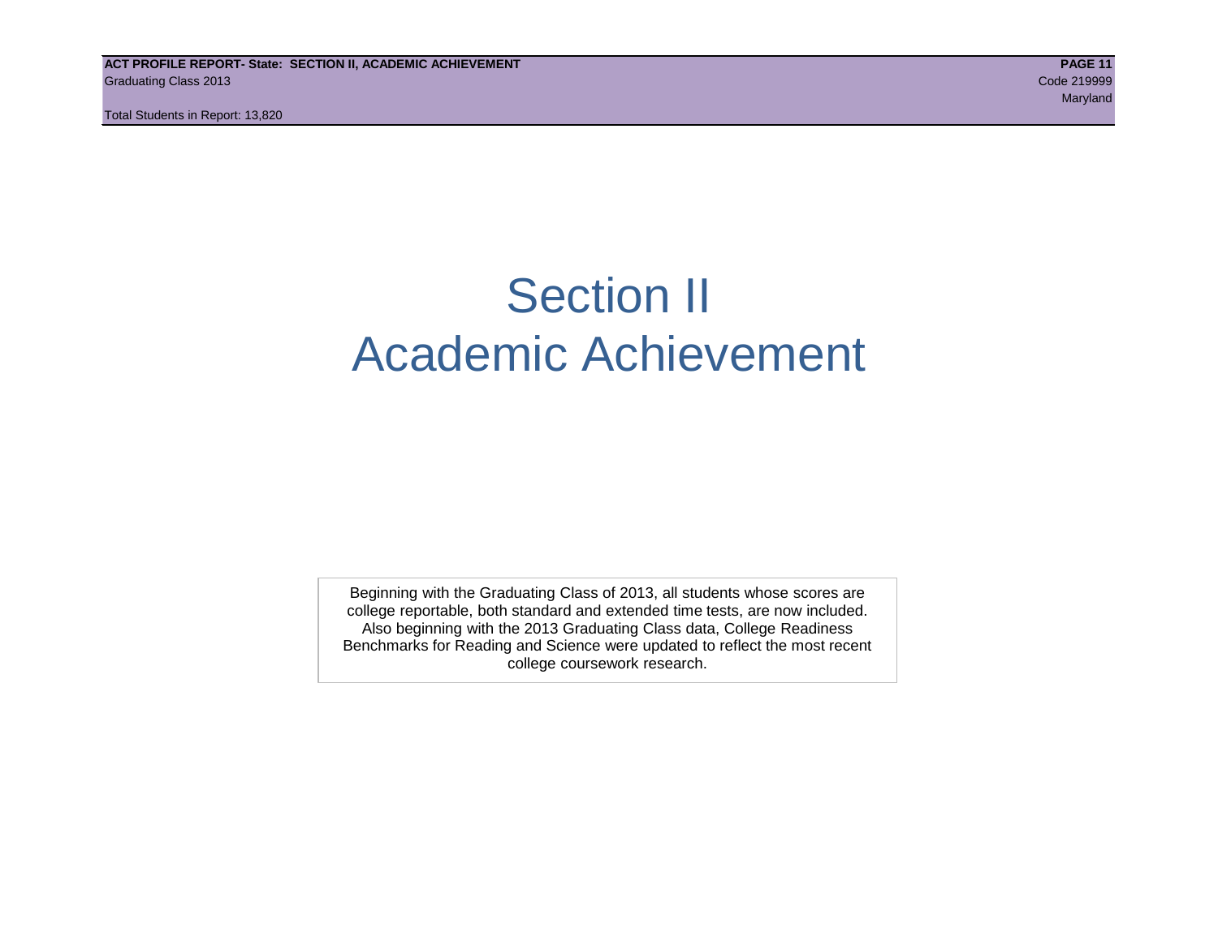# Section II
# Academic Achievement

Beginning with the Graduating Class of 2013, all students whose scores are college reportable, both standard and extended time tests, are now included. Also beginning with the 2013 Graduating Class data, College Readiness Benchmarks for Reading and Science were updated to reflect the most recent college coursework research.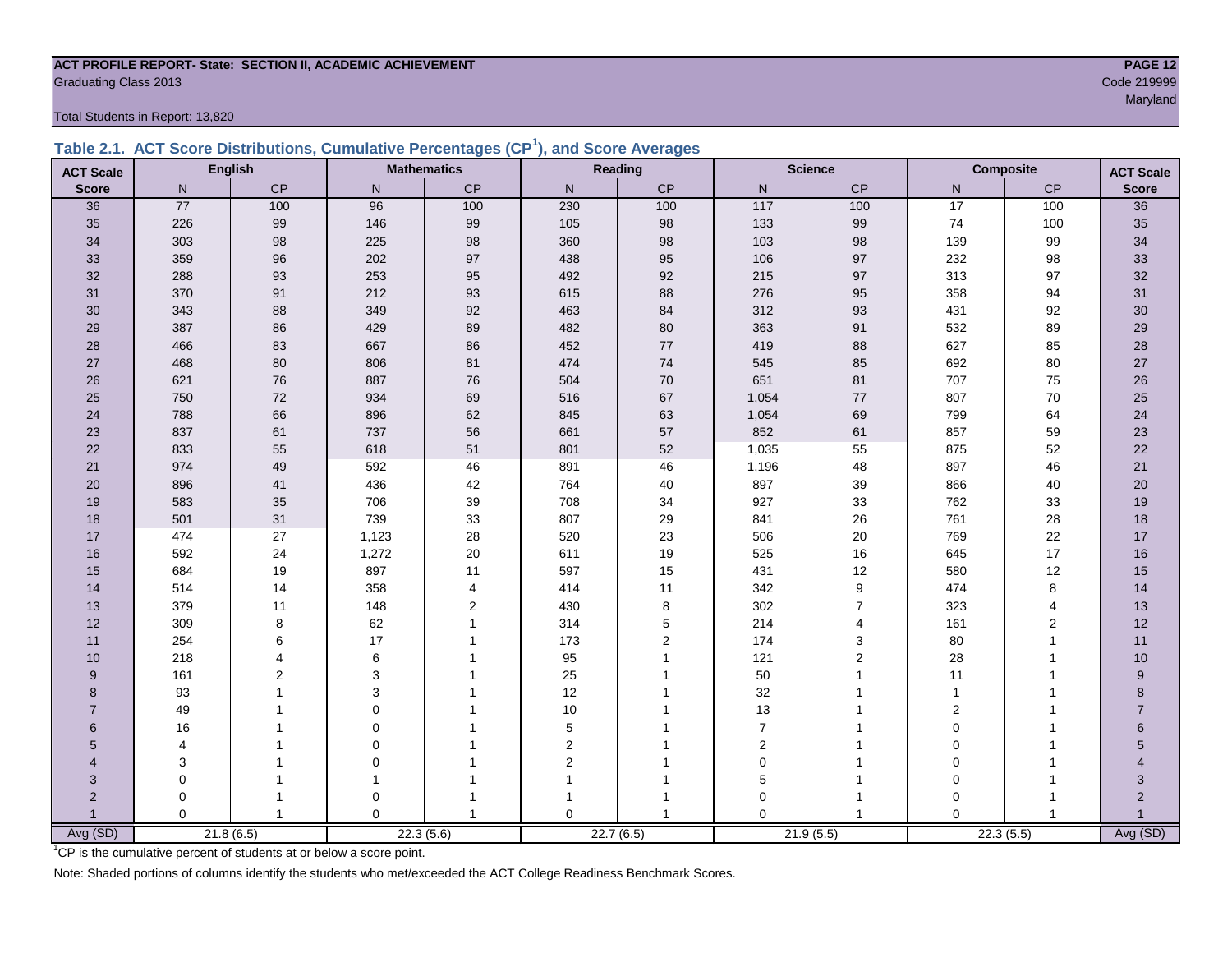**ACT PROFILE REPORT- State: SECTION II, ACADEMIC ACHIEVEMENT**
Graduating Class 2013

Code 219999
Maryland

Total Students in Report: 13,820

## Table 2.1. ACT Score Distributions, Cumulative Percentages (CP[1]), and Score Averages

| ACT Scale | English | | Mathematics | | Reading | | Science | | Composite | | ACT Scale |
|---|---|---|---|---|---|---|---|---|---|---|---|
| Score | N | CP | N | CP | N | CP | N | CP | N | CP | Score |
| 36 | 77 | 100 | 96 | 100 | 230 | 100 | 117 | 100 | 17 | 100 | 36 |
| 35 | 226 | 99 | 146 | 99 | 105 | 98 | 133 | 99 | 74 | 100 | 35 |
| 34 | 303 | 98 | 225 | 98 | 360 | 98 | 103 | 98 | 139 | 99 | 34 |
| 33 | 359 | 96 | 202 | 97 | 438 | 95 | 106 | 97 | 232 | 98 | 33 |
| 32 | 288 | 93 | 253 | 95 | 492 | 92 | 215 | 97 | 313 | 97 | 32 |
| 31 | 370 | 91 | 212 | 93 | 615 | 88 | 276 | 95 | 358 | 94 | 31 |
| 30 | 343 | 88 | 349 | 92 | 463 | 84 | 312 | 93 | 431 | 92 | 30 |
| 29 | 387 | 86 | 429 | 89 | 482 | 80 | 363 | 91 | 532 | 89 | 29 |
| 28 | 466 | 83 | 667 | 86 | 452 | 77 | 419 | 88 | 627 | 85 | 28 |
| 27 | 468 | 80 | 806 | 81 | 474 | 74 | 545 | 85 | 692 | 80 | 27 |
| 26 | 621 | 76 | 887 | 76 | 504 | 70 | 651 | 81 | 707 | 75 | 26 |
| 25 | 750 | 72 | 934 | 69 | 516 | 67 | 1,054 | 77 | 807 | 70 | 25 |
| 24 | 788 | 66 | 896 | 62 | 845 | 63 | 1,054 | 69 | 799 | 64 | 24 |
| 23 | 837 | 61 | 737 | 56 | 661 | 57 | 852 | 61 | 857 | 59 | 23 |
| 22 | 833 | 55 | 618 | 51 | 801 | 52 | 1,035 | 55 | 875 | 52 | 22 |
| 21 | 974 | 49 | 592 | 46 | 891 | 46 | 1,196 | 48 | 897 | 46 | 21 |
| 20 | 896 | 41 | 436 | 42 | 764 | 40 | 897 | 39 | 866 | 40 | 20 |
| 19 | 583 | 35 | 706 | 39 | 708 | 34 | 927 | 33 | 762 | 33 | 19 |
| 18 | 501 | 31 | 739 | 33 | 807 | 29 | 841 | 26 | 761 | 28 | 18 |
| 17 | 474 | 27 | 1,123 | 28 | 520 | 23 | 506 | 20 | 769 | 22 | 17 |
| 16 | 592 | 24 | 1,272 | 20 | 611 | 19 | 525 | 16 | 645 | 17 | 16 |
| 15 | 684 | 19 | 897 | 11 | 597 | 15 | 431 | 12 | 580 | 12 | 15 |
| 14 | 514 | 14 | 358 | 4 | 414 | 11 | 342 | 9 | 474 | 8 | 14 |
| 13 | 379 | 11 | 148 | 2 | 430 | 8 | 302 | 7 | 323 | 4 | 13 |
| 12 | 309 | 8 | 62 | 1 | 314 | 5 | 214 | 4 | 161 | 2 | 12 |
| 11 | 254 | 6 | 17 | 1 | 173 | 2 | 174 | 3 | 80 | 1 | 11 |
| 10 | 218 | 4 | 6 | 1 | 95 | 1 | 121 | 2 | 28 | 1 | 10 |
| 9 | 161 | 2 | 3 | 1 | 25 | 1 | 50 | 1 | 11 | 1 | 9 |
| 8 | 93 | 1 | 3 | 1 | 12 | 1 | 32 | 1 | 1 | 1 | 8 |
| 7 | 49 | 1 | 0 | 1 | 10 | 1 | 13 | 1 | 2 | 1 | 7 |
| 6 | 16 | 1 | 0 | 1 | 5 | 1 | 7 | 1 | 0 | 1 | 6 |
| 5 | 4 | 1 | 0 | 1 | 2 | 1 | 2 | 1 | 0 | 1 | 5 |
| 4 | 3 | 1 | 0 | 1 | 2 | 1 | 0 | 1 | 0 | 1 | 4 |
| 3 | 0 | 1 | 1 | 1 | 1 | 1 | 5 | 1 | 0 | 1 | 3 |
| 2 | 0 | 1 | 0 | 1 | 1 | 1 | 0 | 1 | 0 | 1 | 2 |
| 1 | 0 | 1 | 0 | 1 | 0 | 1 | 0 | 1 | 0 | 1 | 1 |
| Avg (SD) | 21.8 (6.5) | | 22.3 (5.6) | | 22.7 (6.5) | | 21.9 (5.5) | | 22.3 (5.5) | | Avg (SD) |

[1]CP is the cumulative percent of students at or below a score point.

Note: Shaded portions of columns identify the students who met/exceeded the ACT College Readiness Benchmark Scores.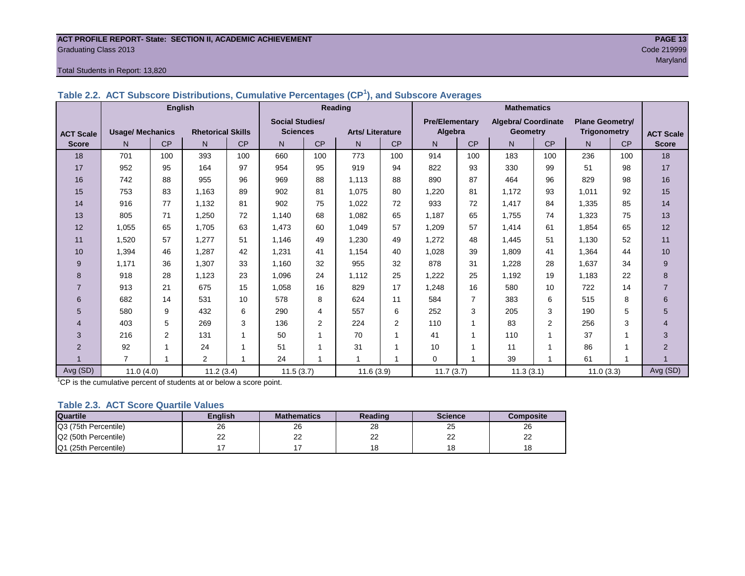ACT PROFILE REPORT- State: SECTION II, ACADEMIC ACHIEVEMENT
Graduating Class 2013
Code 219999
Maryland

Total Students in Report: 13,820

### Table 2.2. ACT Subscore Distributions, Cumulative Percentages (CP[1]), and Subscore Averages

| | English | | | | Reading | | | | Mathematics | | | | | | |
|---|---|---|---|---|---|---|---|---|---|---|---|---|---|---|---|
| ACT Scale | Usage/ Mechanics | | Rhetorical Skills | | Social Studies/ Sciences | | Arts/ Literature | | Pre/Elementary Algebra | | Algebra/ Coordinate Geometry | | Plane Geometry/ Trigonometry | | ACT Scale |
| Score | N | CP | N | CP | N | CP | N | CP | N | CP | N | CP | N | CP | Score |
| 18 | 701 | 100 | 393 | 100 | 660 | 100 | 773 | 100 | 914 | 100 | 183 | 100 | 236 | 100 | 18 |
| 17 | 952 | 95 | 164 | 97 | 954 | 95 | 919 | 94 | 822 | 93 | 330 | 99 | 51 | 98 | 17 |
| 16 | 742 | 88 | 955 | 96 | 969 | 88 | 1,113 | 88 | 890 | 87 | 464 | 96 | 829 | 98 | 16 |
| 15 | 753 | 83 | 1,163 | 89 | 902 | 81 | 1,075 | 80 | 1,220 | 81 | 1,172 | 93 | 1,011 | 92 | 15 |
| 14 | 916 | 77 | 1,132 | 81 | 902 | 75 | 1,022 | 72 | 933 | 72 | 1,417 | 84 | 1,335 | 85 | 14 |
| 13 | 805 | 71 | 1,250 | 72 | 1,140 | 68 | 1,082 | 65 | 1,187 | 65 | 1,755 | 74 | 1,323 | 75 | 13 |
| 12 | 1,055 | 65 | 1,705 | 63 | 1,473 | 60 | 1,049 | 57 | 1,209 | 57 | 1,414 | 61 | 1,854 | 65 | 12 |
| 11 | 1,520 | 57 | 1,277 | 51 | 1,146 | 49 | 1,230 | 49 | 1,272 | 48 | 1,445 | 51 | 1,130 | 52 | 11 |
| 10 | 1,394 | 46 | 1,287 | 42 | 1,231 | 41 | 1,154 | 40 | 1,028 | 39 | 1,809 | 41 | 1,364 | 44 | 10 |
| 9 | 1,171 | 36 | 1,307 | 33 | 1,160 | 32 | 955 | 32 | 878 | 31 | 1,228 | 28 | 1,637 | 34 | 9 |
| 8 | 918 | 28 | 1,123 | 23 | 1,096 | 24 | 1,112 | 25 | 1,222 | 25 | 1,192 | 19 | 1,183 | 22 | 8 |
| 7 | 913 | 21 | 675 | 15 | 1,058 | 16 | 829 | 17 | 1,248 | 16 | 580 | 10 | 722 | 14 | 7 |
| 6 | 682 | 14 | 531 | 10 | 578 | 8 | 624 | 11 | 584 | 7 | 383 | 6 | 515 | 8 | 6 |
| 5 | 580 | 9 | 432 | 6 | 290 | 4 | 557 | 6 | 252 | 3 | 205 | 3 | 190 | 5 | 5 |
| 4 | 403 | 5 | 269 | 3 | 136 | 2 | 224 | 2 | 110 | 1 | 83 | 2 | 256 | 3 | 4 |
| 3 | 216 | 2 | 131 | 1 | 50 | 1 | 70 | 1 | 41 | 1 | 110 | 1 | 37 | 1 | 3 |
| 2 | 92 | 1 | 24 | 1 | 51 | 1 | 31 | 1 | 10 | 1 | 11 | 1 | 86 | 1 | 2 |
| 1 | 7 | 1 | 2 | 1 | 24 | 1 | 1 | 1 | 0 | 1 | 39 | 1 | 61 | 1 | 1 |
| Avg (SD) | 11.0 (4.0) | | 11.2 (3.4) | | 11.5 (3.7) | | 11.6 (3.9) | | 11.7 (3.7) | | 11.3 (3.1) | | 11.0 (3.3) | | Avg (SD) |

[1]CP is the cumulative percent of students at or below a score point.

### Table 2.3. ACT Score Quartile Values

| Quartile | English | Mathematics | Reading | Science | Composite |
|---|---|---|---|---|---|
| Q3 (75th Percentile) | 26 | 26 | 28 | 25 | 26 |
| Q2 (50th Percentile) | 22 | 22 | 22 | 22 | 22 |
| Q1 (25th Percentile) | 17 | 17 | 18 | 18 | 18 |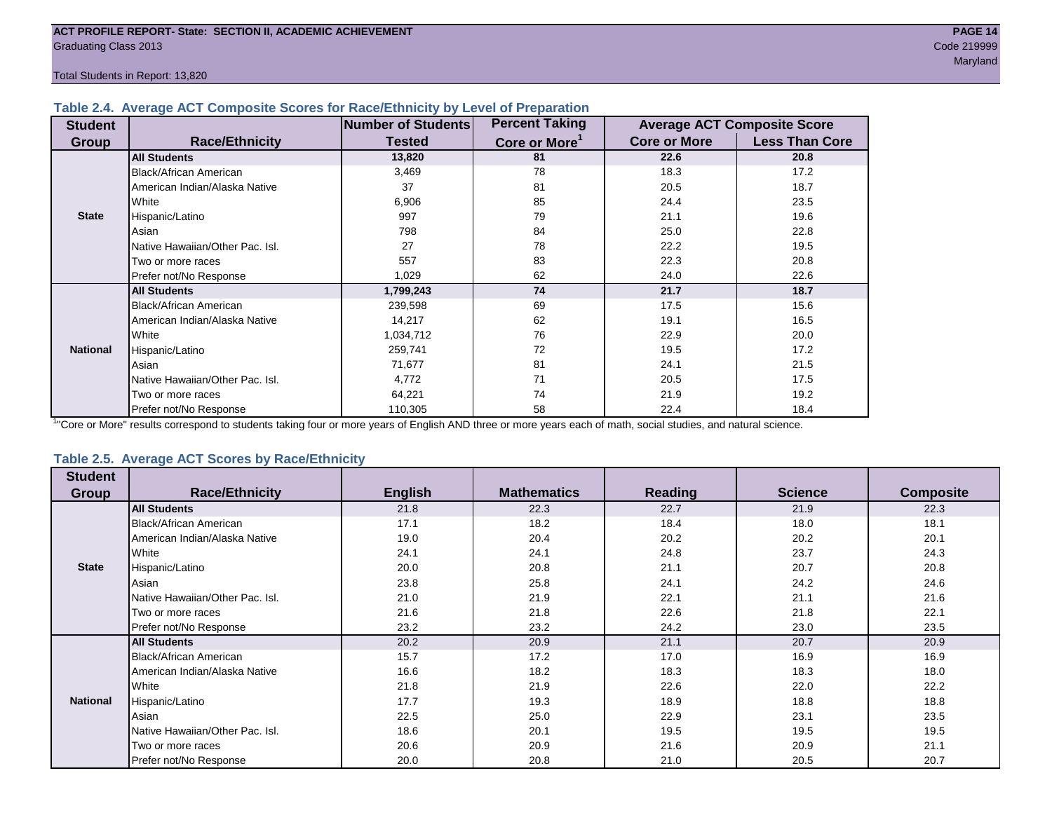ACT PROFILE REPORT- State: SECTION II, ACADEMIC ACHIEVEMENT
Graduating Class 2013
Code 219999
Maryland

Total Students in Report: 13,820

### Table 2.4. Average ACT Composite Scores for Race/Ethnicity by Level of Preparation

| Student Group | Race/Ethnicity | Number of Students Tested | Percent Taking Core or More[1] | Average ACT Composite Score | |
|---|---|---|---|---|---|
| | | | | Core or More | Less Than Core |
| State | **All Students** | **13,820** | **81** | **22.6** | **20.8** |
| | Black/African American | 3,469 | 78 | 18.3 | 17.2 |
| | American Indian/Alaska Native | 37 | 81 | 20.5 | 18.7 |
| | White | 6,906 | 85 | 24.4 | 23.5 |
| | Hispanic/Latino | 997 | 79 | 21.1 | 19.6 |
| | Asian | 798 | 84 | 25.0 | 22.8 |
| | Native Hawaiian/Other Pac. Isl. | 27 | 78 | 22.2 | 19.5 |
| | Two or more races | 557 | 83 | 22.3 | 20.8 |
| | Prefer not/No Response | 1,029 | 62 | 24.0 | 22.6 |
| National | **All Students** | **1,799,243** | **74** | **21.7** | **18.7** |
| | Black/African American | 239,598 | 69 | 17.5 | 15.6 |
| | American Indian/Alaska Native | 14,217 | 62 | 19.1 | 16.5 |
| | White | 1,034,712 | 76 | 22.9 | 20.0 |
| | Hispanic/Latino | 259,741 | 72 | 19.5 | 17.2 |
| | Asian | 71,677 | 81 | 24.1 | 21.5 |
| | Native Hawaiian/Other Pac. Isl. | 4,772 | 71 | 20.5 | 17.5 |
| | Two or more races | 64,221 | 74 | 21.9 | 19.2 |
| | Prefer not/No Response | 110,305 | 58 | 22.4 | 18.4 |

[1]"Core or More" results correspond to students taking four or more years of English AND three or more years each of math, social studies, and natural science.

### Table 2.5. Average ACT Scores by Race/Ethnicity

| Student Group | Race/Ethnicity | English | Mathematics | Reading | Science | Composite |
|---|---|---|---|---|---|---|
| State | **All Students** | 21.8 | 22.3 | 22.7 | 21.9 | 22.3 |
| | Black/African American | 17.1 | 18.2 | 18.4 | 18.0 | 18.1 |
| | American Indian/Alaska Native | 19.0 | 20.4 | 20.2 | 20.2 | 20.1 |
| | White | 24.1 | 24.1 | 24.8 | 23.7 | 24.3 |
| | Hispanic/Latino | 20.0 | 20.8 | 21.1 | 20.7 | 20.8 |
| | Asian | 23.8 | 25.8 | 24.1 | 24.2 | 24.6 |
| | Native Hawaiian/Other Pac. Isl. | 21.0 | 21.9 | 22.1 | 21.1 | 21.6 |
| | Two or more races | 21.6 | 21.8 | 22.6 | 21.8 | 22.1 |
| | Prefer not/No Response | 23.2 | 23.2 | 24.2 | 23.0 | 23.5 |
| National | **All Students** | 20.2 | 20.9 | 21.1 | 20.7 | 20.9 |
| | Black/African American | 15.7 | 17.2 | 17.0 | 16.9 | 16.9 |
| | American Indian/Alaska Native | 16.6 | 18.2 | 18.3 | 18.3 | 18.0 |
| | White | 21.8 | 21.9 | 22.6 | 22.0 | 22.2 |
| | Hispanic/Latino | 17.7 | 19.3 | 18.9 | 18.8 | 18.8 |
| | Asian | 22.5 | 25.0 | 22.9 | 23.1 | 23.5 |
| | Native Hawaiian/Other Pac. Isl. | 18.6 | 20.1 | 19.5 | 19.5 | 19.5 |
| | Two or more races | 20.6 | 20.9 | 21.6 | 20.9 | 21.1 |
| | Prefer not/No Response | 20.0 | 20.8 | 21.0 | 20.5 | 20.7 |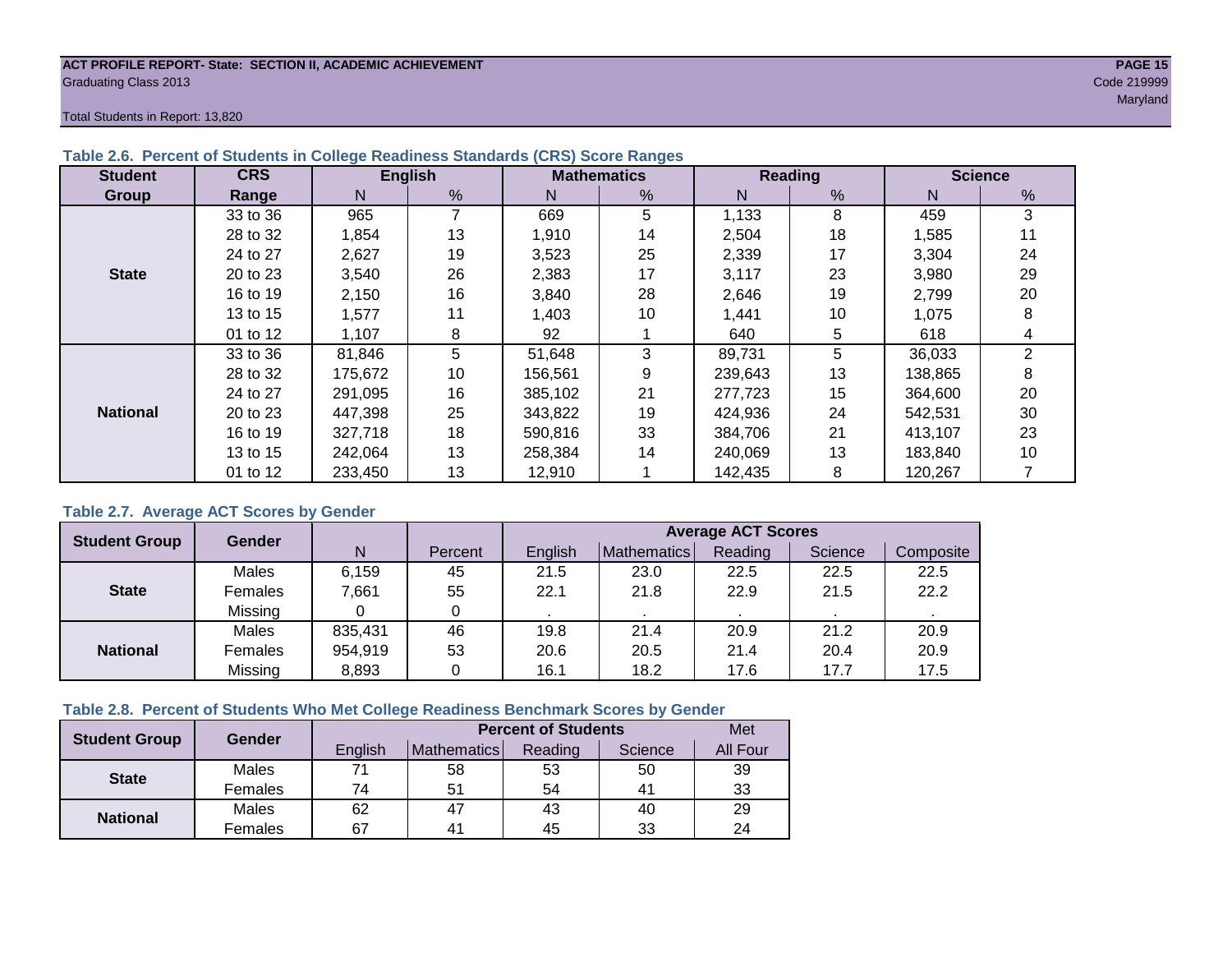**ACT PROFILE REPORT- State: SECTION II, ACADEMIC ACHIEVEMENT**
Graduating Class 2013
Code 219999
Maryland

Total Students in Report: 13,820

### Table 2.6. Percent of Students in College Readiness Standards (CRS) Score Ranges

| Student Group | CRS Range | English | | Mathematics | | Reading | | Science | |
|---|---|---|---|---|---|---|---|---|---|
| | | N | % | N | % | N | % | N | % |
| State | 33 to 36 | 965 | 7 | 669 | 5 | 1,133 | 8 | 459 | 3 |
| | 28 to 32 | 1,854 | 13 | 1,910 | 14 | 2,504 | 18 | 1,585 | 11 |
| | 24 to 27 | 2,627 | 19 | 3,523 | 25 | 2,339 | 17 | 3,304 | 24 |
| | 20 to 23 | 3,540 | 26 | 2,383 | 17 | 3,117 | 23 | 3,980 | 29 |
| | 16 to 19 | 2,150 | 16 | 3,840 | 28 | 2,646 | 19 | 2,799 | 20 |
| | 13 to 15 | 1,577 | 11 | 1,403 | 10 | 1,441 | 10 | 1,075 | 8 |
| | 01 to 12 | 1,107 | 8 | 92 | 1 | 640 | 5 | 618 | 4 |
| National | 33 to 36 | 81,846 | 5 | 51,648 | 3 | 89,731 | 5 | 36,033 | 2 |
| | 28 to 32 | 175,672 | 10 | 156,561 | 9 | 239,643 | 13 | 138,865 | 8 |
| | 24 to 27 | 291,095 | 16 | 385,102 | 21 | 277,723 | 15 | 364,600 | 20 |
| | 20 to 23 | 447,398 | 25 | 343,822 | 19 | 424,936 | 24 | 542,531 | 30 |
| | 16 to 19 | 327,718 | 18 | 590,816 | 33 | 384,706 | 21 | 413,107 | 23 |
| | 13 to 15 | 242,064 | 13 | 258,384 | 14 | 240,069 | 13 | 183,840 | 10 |
| | 01 to 12 | 233,450 | 13 | 12,910 | 1 | 142,435 | 8 | 120,267 | 7 |

### Table 2.7. Average ACT Scores by Gender

| Student Group | Gender | N | Percent | Average ACT Scores | | | | |
|---|---|---|---|---|---|---|---|---|
| | | | | English | Mathematics | Reading | Science | Composite |
| State | Males | 6,159 | 45 | 21.5 | 23.0 | 22.5 | 22.5 | 22.5 |
| | Females | 7,661 | 55 | 22.1 | 21.8 | 22.9 | 21.5 | 22.2 |
| | Missing | 0 | 0 | . | . | . | . | . |
| National | Males | 835,431 | 46 | 19.8 | 21.4 | 20.9 | 21.2 | 20.9 |
| | Females | 954,919 | 53 | 20.6 | 20.5 | 21.4 | 20.4 | 20.9 |
| | Missing | 8,893 | 0 | 16.1 | 18.2 | 17.6 | 17.7 | 17.5 |

### Table 2.8. Percent of Students Who Met College Readiness Benchmark Scores by Gender

| Student Group | Gender | Percent of Students | | | | Met |
|---|---|---|---|---|---|---|
| | | English | Mathematics | Reading | Science | All Four |
| State | Males | 71 | 58 | 53 | 50 | 39 |
| | Females | 74 | 51 | 54 | 41 | 33 |
| National | Males | 62 | 47 | 43 | 40 | 29 |
| | Females | 67 | 41 | 45 | 33 | 24 |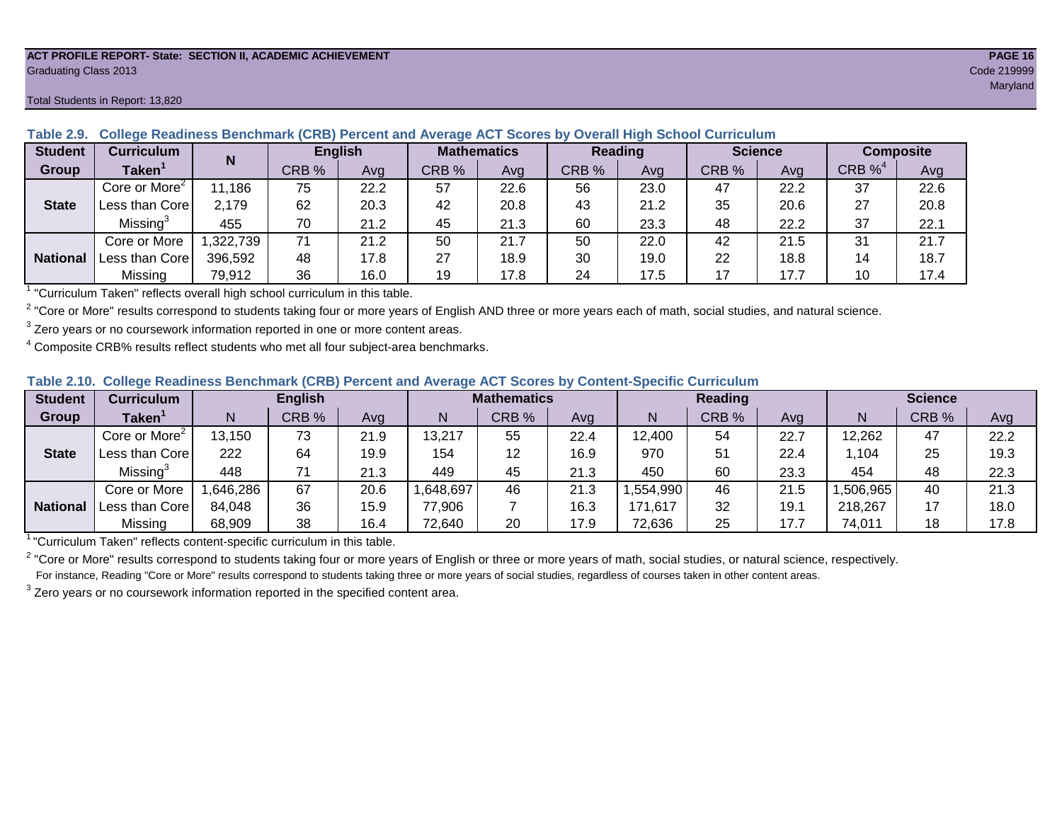ACT PROFILE REPORT- State: SECTION II, ACADEMIC ACHIEVEMENT

Graduating Class 2013

Code 219999

Maryland

Total Students in Report: 13,820

**Table 2.9. College Readiness Benchmark (CRB) Percent and Average ACT Scores by Overall High School Curriculum**

| Student Group | Curriculum Taken[1] | N | English | | Mathematics | | Reading | | Science | | Composite | |
|---|---|---|---|---|---|---|---|---|---|---|---|---|
| | | | CRB % | Avg | CRB % | Avg | CRB % | Avg | CRB % | Avg | CRB %[4] | Avg |
| State | Core or More[2] | 11,186 | 75 | 22.2 | 57 | 22.6 | 56 | 23.0 | 47 | 22.2 | 37 | 22.6 |
| | Less than Core | 2,179 | 62 | 20.3 | 42 | 20.8 | 43 | 21.2 | 35 | 20.6 | 27 | 20.8 |
| | Missing[3] | 455 | 70 | 21.2 | 45 | 21.3 | 60 | 23.3 | 48 | 22.2 | 37 | 22.1 |
| National | Core or More | 1,322,739 | 71 | 21.2 | 50 | 21.7 | 50 | 22.0 | 42 | 21.5 | 31 | 21.7 |
| | Less than Core | 396,592 | 48 | 17.8 | 27 | 18.9 | 30 | 19.0 | 22 | 18.8 | 14 | 18.7 |
| | Missing | 79,912 | 36 | 16.0 | 19 | 17.8 | 24 | 17.5 | 17 | 17.7 | 10 | 17.4 |

[1] "Curriculum Taken" reflects overall high school curriculum in this table.

[2] "Core or More" results correspond to students taking four or more years of English AND three or more years each of math, social studies, and natural science.

[3] Zero years or no coursework information reported in one or more content areas.

[4] Composite CRB% results reflect students who met all four subject-area benchmarks.

**Table 2.10. College Readiness Benchmark (CRB) Percent and Average ACT Scores by Content-Specific Curriculum**

| Student Group | Curriculum Taken[1] | English | | | Mathematics | | | Reading | | | Science | | |
|---|---|---|---|---|---|---|---|---|---|---|---|---|---|
| | | N | CRB % | Avg | N | CRB % | Avg | N | CRB % | Avg | N | CRB % | Avg |
| State | Core or More[2] | 13,150 | 73 | 21.9 | 13,217 | 55 | 22.4 | 12,400 | 54 | 22.7 | 12,262 | 47 | 22.2 |
| | Less than Core | 222 | 64 | 19.9 | 154 | 12 | 16.9 | 970 | 51 | 22.4 | 1,104 | 25 | 19.3 |
| | Missing[3] | 448 | 71 | 21.3 | 449 | 45 | 21.3 | 450 | 60 | 23.3 | 454 | 48 | 22.3 |
| National | Core or More | 1,646,286 | 67 | 20.6 | 1,648,697 | 46 | 21.3 | 1,554,990 | 46 | 21.5 | 1,506,965 | 40 | 21.3 |
| | Less than Core | 84,048 | 36 | 15.9 | 77,906 | 7 | 16.3 | 171,617 | 32 | 19.1 | 218,267 | 17 | 18.0 |
| | Missing | 68,909 | 38 | 16.4 | 72,640 | 20 | 17.9 | 72,636 | 25 | 17.7 | 74,011 | 18 | 17.8 |

[1] "Curriculum Taken" reflects content-specific curriculum in this table.

[2] "Core or More" results correspond to students taking four or more years of English or three or more years of math, social studies, or natural science, respectively.
For instance, Reading "Core or More" results correspond to students taking three or more years of social studies, regardless of courses taken in other content areas.

[3] Zero years or no coursework information reported in the specified content area.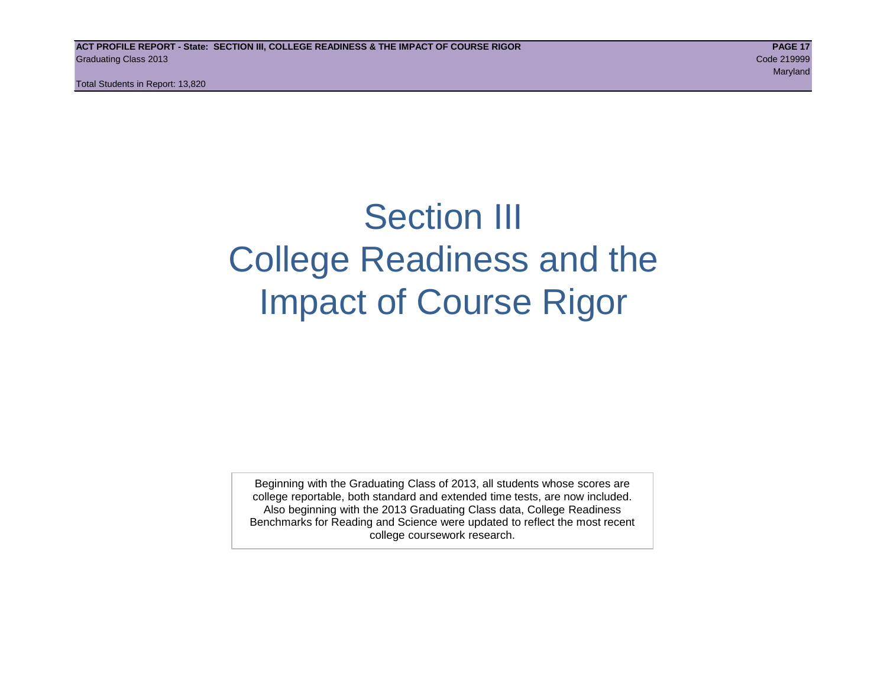# Section III
# College Readiness and the Impact of Course Rigor

Beginning with the Graduating Class of 2013, all students whose scores are college reportable, both standard and extended time tests, are now included. Also beginning with the 2013 Graduating Class data, College Readiness Benchmarks for Reading and Science were updated to reflect the most recent college coursework research.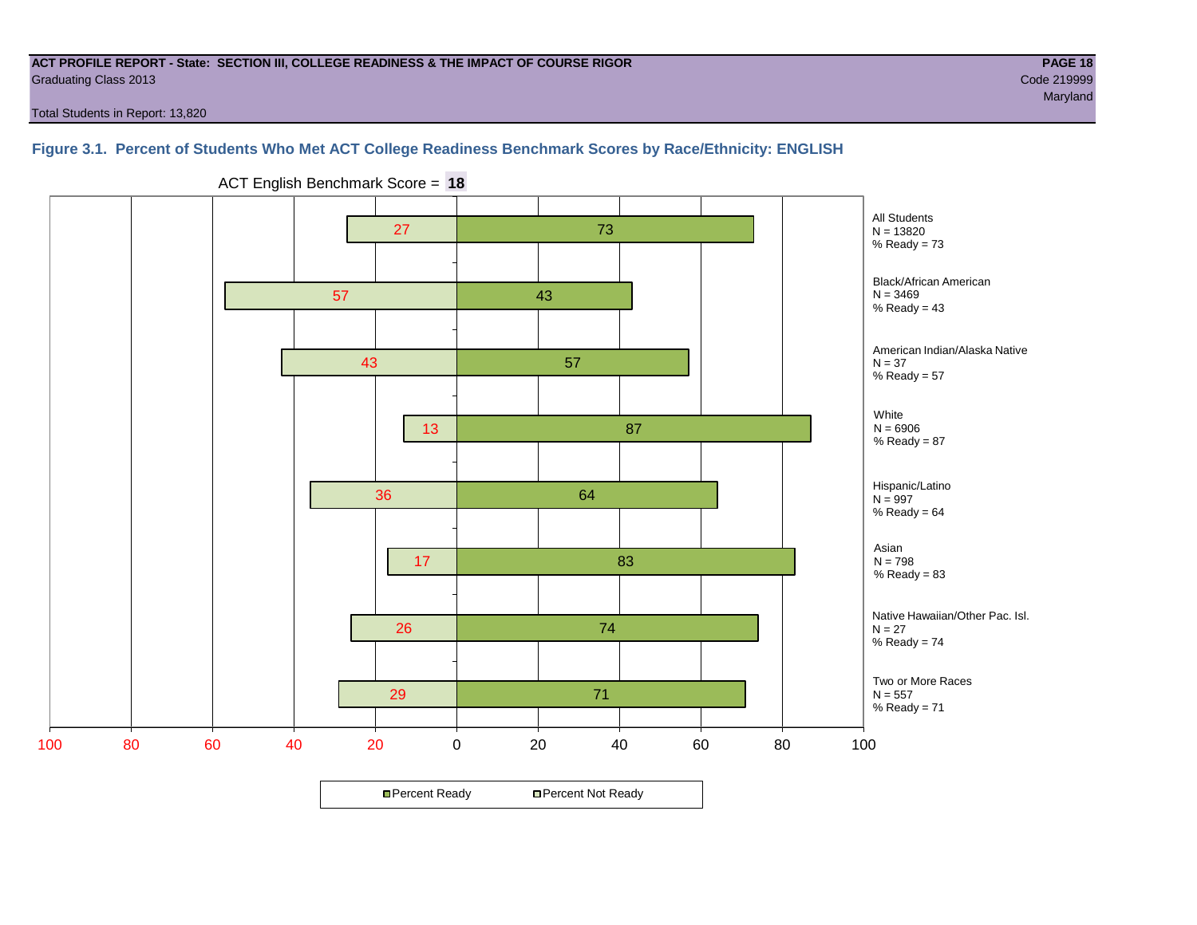**ACT PROFILE REPORT - State: SECTION III, COLLEGE READINESS & THE IMPACT OF COURSE RIGOR**
Graduating Class 2013
Code 219999
Maryland

Total Students in Report: 13,820

### Figure 3.1. Percent of Students Who Met ACT College Readiness Benchmark Scores by Race/Ethnicity: ENGLISH

ACT English Benchmark Score = **18**

| Group | N | Percent Not Ready | Percent Ready |
|---|---|---|---|
| All Students | 13820 | 27 | 73 |
| Black/African American | 3469 | 57 | 43 |
| American Indian/Alaska Native | 37 | 43 | 57 |
| White | 6906 | 13 | 87 |
| Hispanic/Latino | 997 | 36 | 64 |
| Asian | 798 | 17 | 83 |
| Native Hawaiian/Other Pac. Isl. | 27 | 26 | 74 |
| Two or More Races | 557 | 29 | 71 |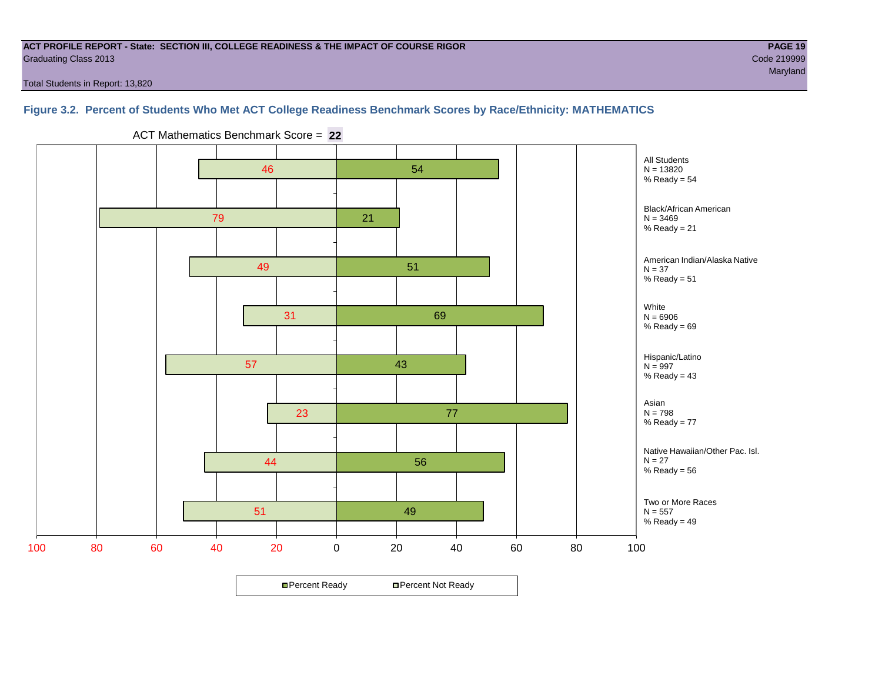**ACT PROFILE REPORT - State: SECTION III, COLLEGE READINESS & THE IMPACT OF COURSE RIGOR**

Graduating Class 2013

Code 219999

Maryland

Total Students in Report: 13,820

### Figure 3.2. Percent of Students Who Met ACT College Readiness Benchmark Scores by Race/Ethnicity: MATHEMATICS

ACT Mathematics Benchmark Score = **22**

| Group | N | Percent Not Ready | Percent Ready |
|---|---|---|---|
| All Students | 13820 | 46 | 54 |
| Black/African American | 3469 | 79 | 21 |
| American Indian/Alaska Native | 37 | 49 | 51 |
| White | 6906 | 31 | 69 |
| Hispanic/Latino | 997 | 57 | 43 |
| Asian | 798 | 23 | 77 |
| Native Hawaiian/Other Pac. Isl. | 27 | 44 | 56 |
| Two or More Races | 557 | 51 | 49 |

Percent Ready | Percent Not Ready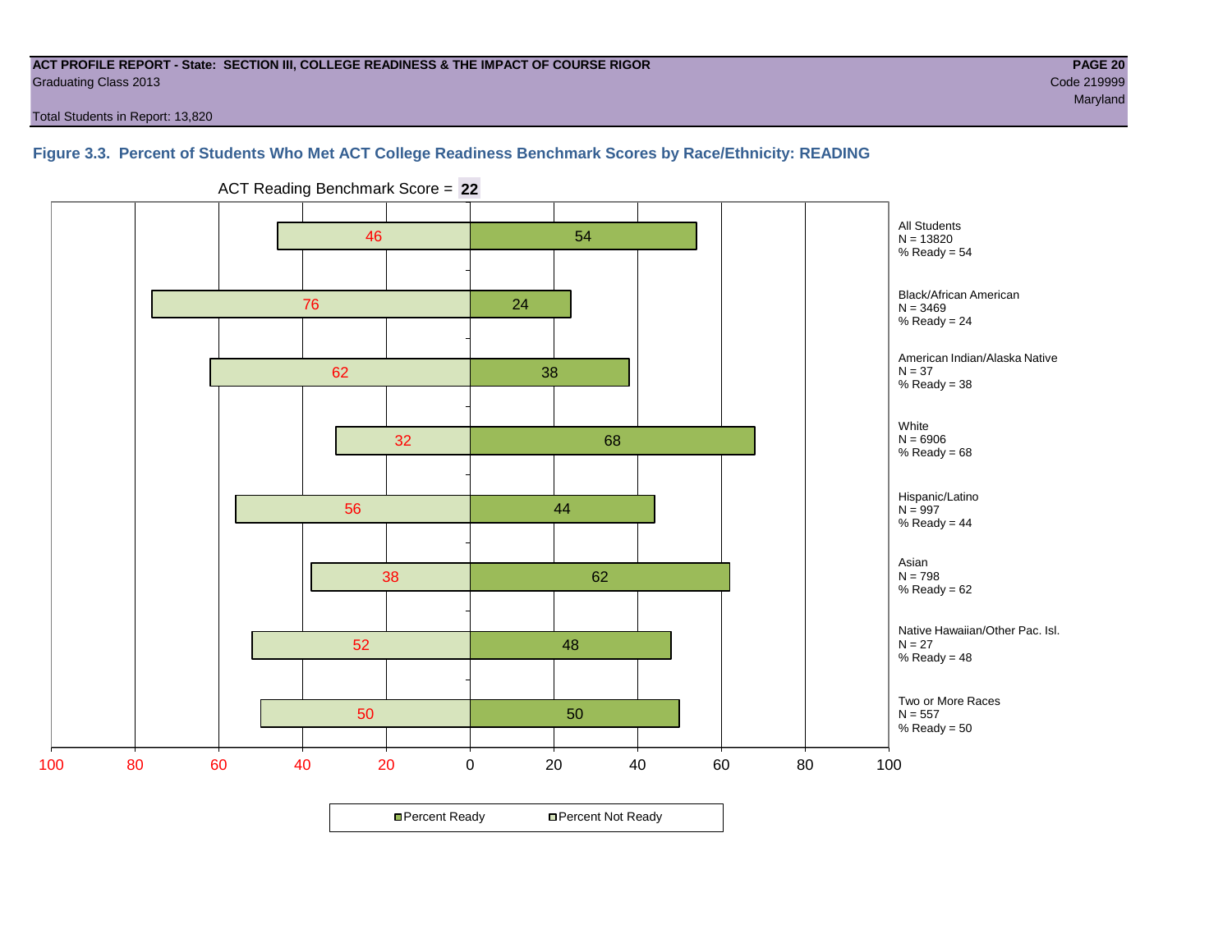**ACT PROFILE REPORT - State: SECTION III, COLLEGE READINESS & THE IMPACT OF COURSE RIGOR**
Graduating Class 2013
Code 219999
Maryland

Total Students in Report: 13,820

### Figure 3.3. Percent of Students Who Met ACT College Readiness Benchmark Scores by Race/Ethnicity: READING

ACT Reading Benchmark Score = **22**

| Group | N | Percent Not Ready | Percent Ready |
|---|---|---|---|
| All Students | 13820 | 46 | 54 |
| Black/African American | 3469 | 76 | 24 |
| American Indian/Alaska Native | 37 | 62 | 38 |
| White | 6906 | 32 | 68 |
| Hispanic/Latino | 997 | 56 | 44 |
| Asian | 798 | 38 | 62 |
| Native Hawaiian/Other Pac. Isl. | 27 | 52 | 48 |
| Two or More Races | 557 | 50 | 50 |

Percent Ready | Percent Not Ready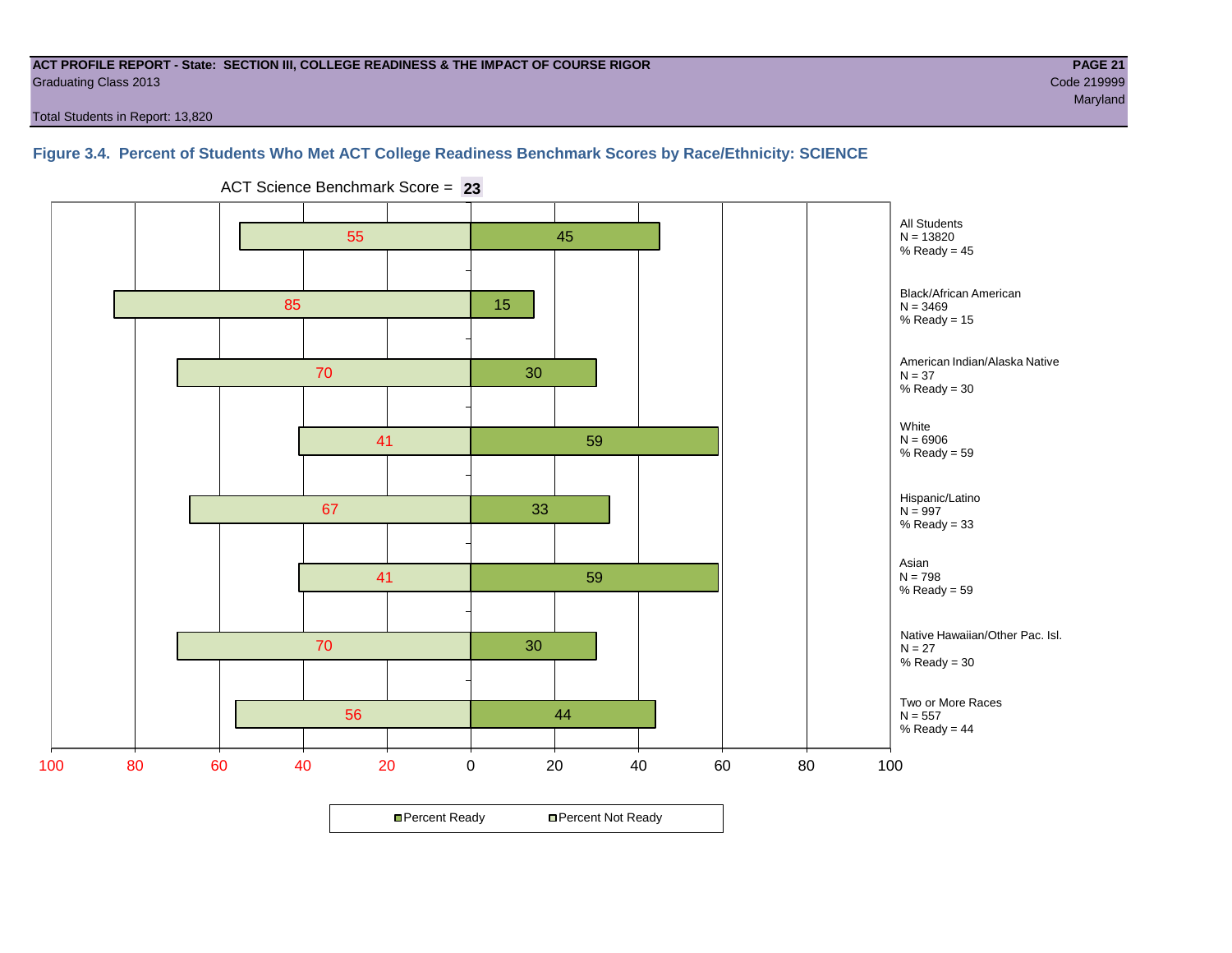**ACT PROFILE REPORT - State: SECTION III, COLLEGE READINESS & THE IMPACT OF COURSE RIGOR**
Graduating Class 2013
Code 219999
Maryland
Total Students in Report: 13,820

### Figure 3.4. Percent of Students Who Met ACT College Readiness Benchmark Scores by Race/Ethnicity: SCIENCE

ACT Science Benchmark Score = **23**

| Group | N | Percent Not Ready | Percent Ready |
|---|---|---|---|
| All Students | 13820 | 55 | 45 |
| Black/African American | 3469 | 85 | 15 |
| American Indian/Alaska Native | 37 | 70 | 30 |
| White | 6906 | 41 | 59 |
| Hispanic/Latino | 997 | 67 | 33 |
| Asian | 798 | 41 | 59 |
| Native Hawaiian/Other Pac. Isl. | 27 | 70 | 30 |
| Two or More Races | 557 | 56 | 44 |

Percent Ready / Percent Not Ready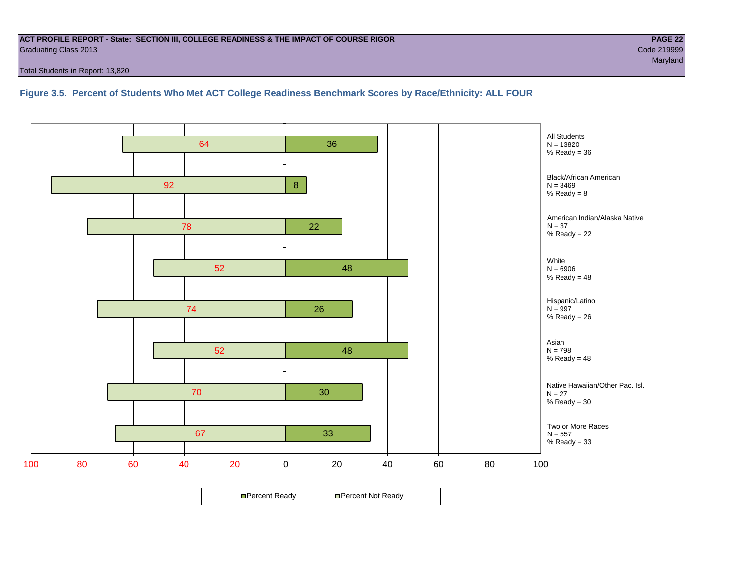**ACT PROFILE REPORT - State: SECTION III, COLLEGE READINESS & THE IMPACT OF COURSE RIGOR**
Graduating Class 2013
Total Students in Report: 13,820

**PAGE 22**
Code 219999
Maryland

### Figure 3.5. Percent of Students Who Met ACT College Readiness Benchmark Scores by Race/Ethnicity: ALL FOUR

| Group | N | Percent Not Ready | Percent Ready |
|---|---|---|---|
| All Students | 13820 | 64 | 36 |
| Black/African American | 3469 | 92 | 8 |
| American Indian/Alaska Native | 37 | 78 | 22 |
| White | 6906 | 52 | 48 |
| Hispanic/Latino | 997 | 74 | 26 |
| Asian | 798 | 52 | 48 |
| Native Hawaiian/Other Pac. Isl. | 27 | 70 | 30 |
| Two or More Races | 557 | 67 | 33 |

Percent Ready / Percent Not Ready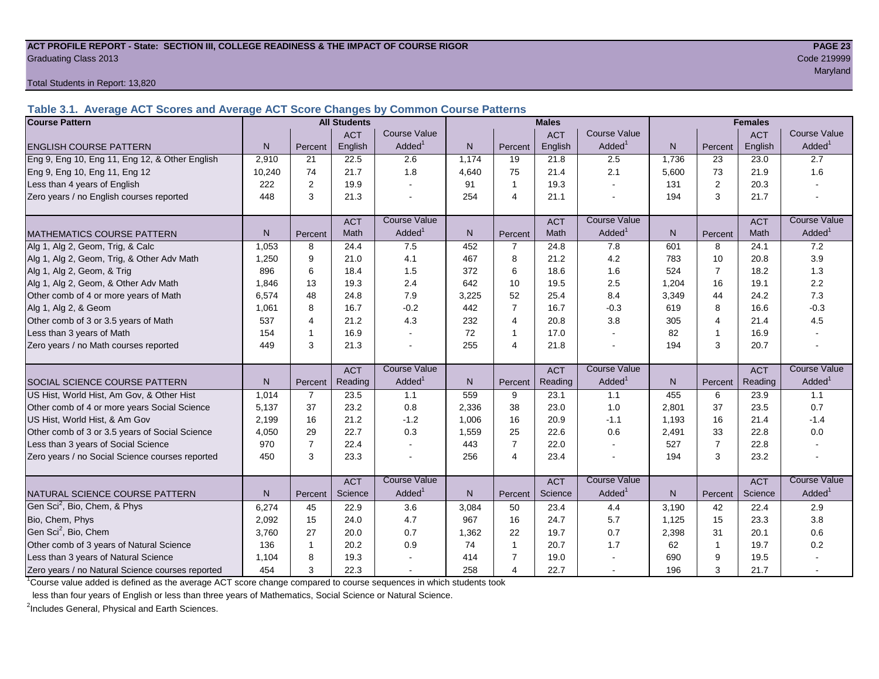**ACT PROFILE REPORT - State: SECTION III, COLLEGE READINESS & THE IMPACT OF COURSE RIGOR**
Graduating Class 2013

Code 219999
Maryland

Total Students in Report: 13,820

### Table 3.1. Average ACT Scores and Average ACT Score Changes by Common Course Patterns

| Course Pattern | All Students | | | | Males | | | | Females | | | |
|---|---|---|---|---|---|---|---|---|---|---|---|---|
| ENGLISH COURSE PATTERN | N | Percent | ACT English | Course Value Added[1] | N | Percent | ACT English | Course Value Added[1] | N | Percent | ACT English | Course Value Added[1] |
| Eng 9, Eng 10, Eng 11, Eng 12, & Other English | 2,910 | 21 | 22.5 | 2.6 | 1,174 | 19 | 21.8 | 2.5 | 1,736 | 23 | 23.0 | 2.7 |
| Eng 9, Eng 10, Eng 11, Eng 12 | 10,240 | 74 | 21.7 | 1.8 | 4,640 | 75 | 21.4 | 2.1 | 5,600 | 73 | 21.9 | 1.6 |
| Less than 4 years of English | 222 | 2 | 19.9 | - | 91 | 1 | 19.3 | - | 131 | 2 | 20.3 | - |
| Zero years / no English courses reported | 448 | 3 | 21.3 | - | 254 | 4 | 21.1 | - | 194 | 3 | 21.7 | - |
| MATHEMATICS COURSE PATTERN | N | Percent | ACT Math | Course Value Added[1] | N | Percent | ACT Math | Course Value Added[1] | N | Percent | ACT Math | Course Value Added[1] |
| Alg 1, Alg 2, Geom, Trig, & Calc | 1,053 | 8 | 24.4 | 7.5 | 452 | 7 | 24.8 | 7.8 | 601 | 8 | 24.1 | 7.2 |
| Alg 1, Alg 2, Geom, Trig, & Other Adv Math | 1,250 | 9 | 21.0 | 4.1 | 467 | 8 | 21.2 | 4.2 | 783 | 10 | 20.8 | 3.9 |
| Alg 1, Alg 2, Geom, & Trig | 896 | 6 | 18.4 | 1.5 | 372 | 6 | 18.6 | 1.6 | 524 | 7 | 18.2 | 1.3 |
| Alg 1, Alg 2, Geom, & Other Adv Math | 1,846 | 13 | 19.3 | 2.4 | 642 | 10 | 19.5 | 2.5 | 1,204 | 16 | 19.1 | 2.2 |
| Other comb of 4 or more years of Math | 6,574 | 48 | 24.8 | 7.9 | 3,225 | 52 | 25.4 | 8.4 | 3,349 | 44 | 24.2 | 7.3 |
| Alg 1, Alg 2, & Geom | 1,061 | 8 | 16.7 | -0.2 | 442 | 7 | 16.7 | -0.3 | 619 | 8 | 16.6 | -0.3 |
| Other comb of 3 or 3.5 years of Math | 537 | 4 | 21.2 | 4.3 | 232 | 4 | 20.8 | 3.8 | 305 | 4 | 21.4 | 4.5 |
| Less than 3 years of Math | 154 | 1 | 16.9 | - | 72 | 1 | 17.0 | - | 82 | 1 | 16.9 | - |
| Zero years / no Math courses reported | 449 | 3 | 21.3 | - | 255 | 4 | 21.8 | - | 194 | 3 | 20.7 | - |
| SOCIAL SCIENCE COURSE PATTERN | N | Percent | ACT Reading | Course Value Added[1] | N | Percent | ACT Reading | Course Value Added[1] | N | Percent | ACT Reading | Course Value Added[1] |
| US Hist, World Hist, Am Gov, & Other Hist | 1,014 | 7 | 23.5 | 1.1 | 559 | 9 | 23.1 | 1.1 | 455 | 6 | 23.9 | 1.1 |
| Other comb of 4 or more years Social Science | 5,137 | 37 | 23.2 | 0.8 | 2,336 | 38 | 23.0 | 1.0 | 2,801 | 37 | 23.5 | 0.7 |
| US Hist, World Hist, & Am Gov | 2,199 | 16 | 21.2 | -1.2 | 1,006 | 16 | 20.9 | -1.1 | 1,193 | 16 | 21.4 | -1.4 |
| Other comb of 3 or 3.5 years of Social Science | 4,050 | 29 | 22.7 | 0.3 | 1,559 | 25 | 22.6 | 0.6 | 2,491 | 33 | 22.8 | 0.0 |
| Less than 3 years of Social Science | 970 | 7 | 22.4 | - | 443 | 7 | 22.0 | - | 527 | 7 | 22.8 | - |
| Zero years / no Social Science courses reported | 450 | 3 | 23.3 | - | 256 | 4 | 23.4 | - | 194 | 3 | 23.2 | - |
| NATURAL SCIENCE COURSE PATTERN | N | Percent | ACT Science | Course Value Added[1] | N | Percent | ACT Science | Course Value Added[1] | N | Percent | ACT Science | Course Value Added[1] |
| Gen Sci[2], Bio, Chem, & Phys | 6,274 | 45 | 22.9 | 3.6 | 3,084 | 50 | 23.4 | 4.4 | 3,190 | 42 | 22.4 | 2.9 |
| Bio, Chem, Phys | 2,092 | 15 | 24.0 | 4.7 | 967 | 16 | 24.7 | 5.7 | 1,125 | 15 | 23.3 | 3.8 |
| Gen Sci[2], Bio, Chem | 3,760 | 27 | 20.0 | 0.7 | 1,362 | 22 | 19.7 | 0.7 | 2,398 | 31 | 20.1 | 0.6 |
| Other comb of 3 years of Natural Science | 136 | 1 | 20.2 | 0.9 | 74 | 1 | 20.7 | 1.7 | 62 | 1 | 19.7 | 0.2 |
| Less than 3 years of Natural Science | 1,104 | 8 | 19.3 | - | 414 | 7 | 19.0 | - | 690 | 9 | 19.5 | - |
| Zero years / no Natural Science courses reported | 454 | 3 | 22.3 | - | 258 | 4 | 22.7 | - | 196 | 3 | 21.7 | - |

[1]Course value added is defined as the average ACT score change compared to course sequences in which students took less than four years of English or less than three years of Mathematics, Social Science or Natural Science.

[2]Includes General, Physical and Earth Sciences.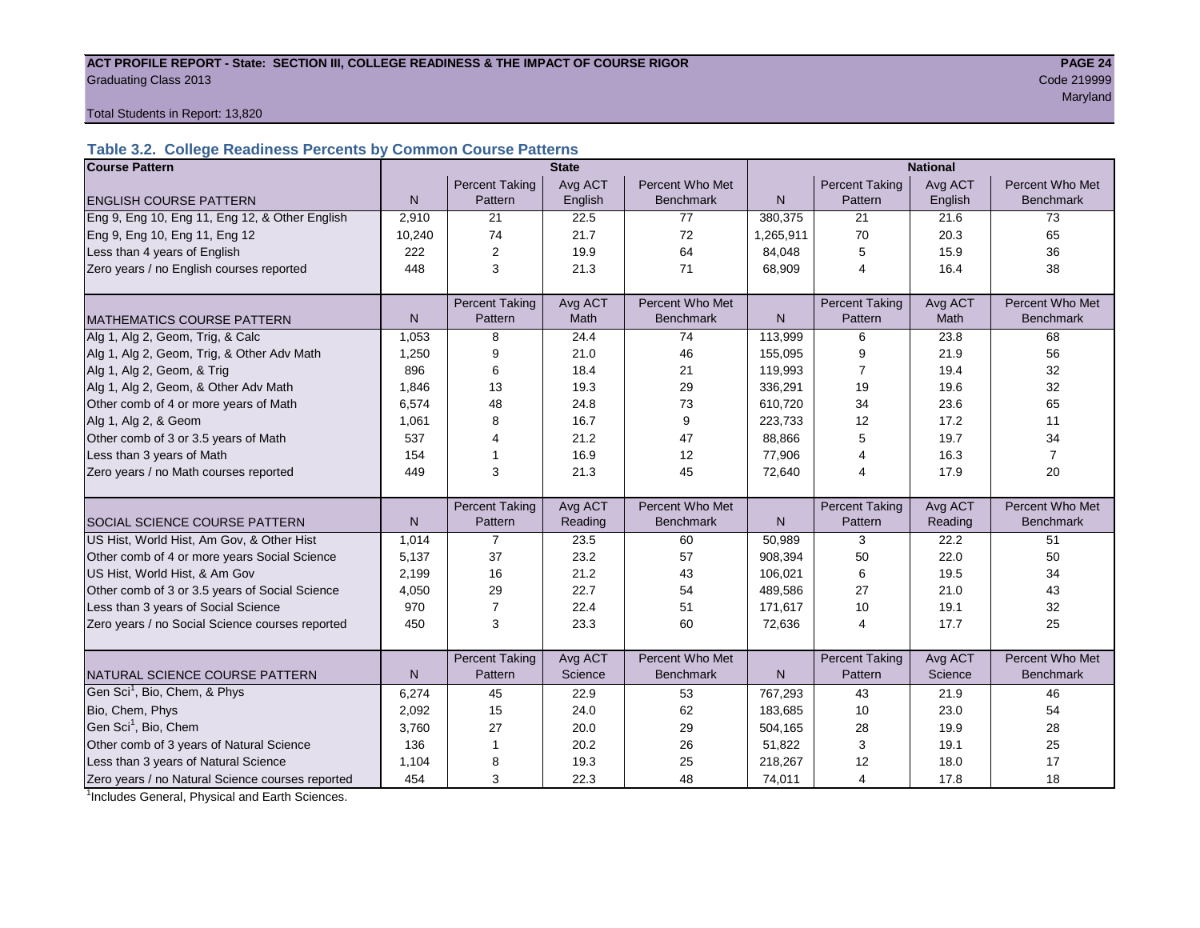**ACT PROFILE REPORT - State: SECTION III, COLLEGE READINESS & THE IMPACT OF COURSE RIGOR**

Graduating Class 2013

Code 219999

Maryland

Total Students in Report: 13,820

### Table 3.2. College Readiness Percents by Common Course Patterns

| Course Pattern | State | | | | National | | | |
|---|---|---|---|---|---|---|---|---|
| ENGLISH COURSE PATTERN | N | Percent Taking Pattern | Avg ACT English | Percent Who Met Benchmark | N | Percent Taking Pattern | Avg ACT English | Percent Who Met Benchmark |
| Eng 9, Eng 10, Eng 11, Eng 12, & Other English | 2,910 | 21 | 22.5 | 77 | 380,375 | 21 | 21.6 | 73 |
| Eng 9, Eng 10, Eng 11, Eng 12 | 10,240 | 74 | 21.7 | 72 | 1,265,911 | 70 | 20.3 | 65 |
| Less than 4 years of English | 222 | 2 | 19.9 | 64 | 84,048 | 5 | 15.9 | 36 |
| Zero years / no English courses reported | 448 | 3 | 21.3 | 71 | 68,909 | 4 | 16.4 | 38 |
| MATHEMATICS COURSE PATTERN | N | Percent Taking Pattern | Avg ACT Math | Percent Who Met Benchmark | N | Percent Taking Pattern | Avg ACT Math | Percent Who Met Benchmark |
| Alg 1, Alg 2, Geom, Trig, & Calc | 1,053 | 8 | 24.4 | 74 | 113,999 | 6 | 23.8 | 68 |
| Alg 1, Alg 2, Geom, Trig, & Other Adv Math | 1,250 | 9 | 21.0 | 46 | 155,095 | 9 | 21.9 | 56 |
| Alg 1, Alg 2, Geom, & Trig | 896 | 6 | 18.4 | 21 | 119,993 | 7 | 19.4 | 32 |
| Alg 1, Alg 2, Geom, & Other Adv Math | 1,846 | 13 | 19.3 | 29 | 336,291 | 19 | 19.6 | 32 |
| Other comb of 4 or more years of Math | 6,574 | 48 | 24.8 | 73 | 610,720 | 34 | 23.6 | 65 |
| Alg 1, Alg 2, & Geom | 1,061 | 8 | 16.7 | 9 | 223,733 | 12 | 17.2 | 11 |
| Other comb of 3 or 3.5 years of Math | 537 | 4 | 21.2 | 47 | 88,866 | 5 | 19.7 | 34 |
| Less than 3 years of Math | 154 | 1 | 16.9 | 12 | 77,906 | 4 | 16.3 | 7 |
| Zero years / no Math courses reported | 449 | 3 | 21.3 | 45 | 72,640 | 4 | 17.9 | 20 |
| SOCIAL SCIENCE COURSE PATTERN | N | Percent Taking Pattern | Avg ACT Reading | Percent Who Met Benchmark | N | Percent Taking Pattern | Avg ACT Reading | Percent Who Met Benchmark |
| US Hist, World Hist, Am Gov, & Other Hist | 1,014 | 7 | 23.5 | 60 | 50,989 | 3 | 22.2 | 51 |
| Other comb of 4 or more years Social Science | 5,137 | 37 | 23.2 | 57 | 908,394 | 50 | 22.0 | 50 |
| US Hist, World Hist, & Am Gov | 2,199 | 16 | 21.2 | 43 | 106,021 | 6 | 19.5 | 34 |
| Other comb of 3 or 3.5 years of Social Science | 4,050 | 29 | 22.7 | 54 | 489,586 | 27 | 21.0 | 43 |
| Less than 3 years of Social Science | 970 | 7 | 22.4 | 51 | 171,617 | 10 | 19.1 | 32 |
| Zero years / no Social Science courses reported | 450 | 3 | 23.3 | 60 | 72,636 | 4 | 17.7 | 25 |
| NATURAL SCIENCE COURSE PATTERN | N | Percent Taking Pattern | Avg ACT Science | Percent Who Met Benchmark | N | Percent Taking Pattern | Avg ACT Science | Percent Who Met Benchmark |
| Gen Sci[1], Bio, Chem, & Phys | 6,274 | 45 | 22.9 | 53 | 767,293 | 43 | 21.9 | 46 |
| Bio, Chem, Phys | 2,092 | 15 | 24.0 | 62 | 183,685 | 10 | 23.0 | 54 |
| Gen Sci[1], Bio, Chem | 3,760 | 27 | 20.0 | 29 | 504,165 | 28 | 19.9 | 28 |
| Other comb of 3 years of Natural Science | 136 | 1 | 20.2 | 26 | 51,822 | 3 | 19.1 | 25 |
| Less than 3 years of Natural Science | 1,104 | 8 | 19.3 | 25 | 218,267 | 12 | 18.0 | 17 |
| Zero years / no Natural Science courses reported | 454 | 3 | 22.3 | 48 | 74,011 | 4 | 17.8 | 18 |

[1]Includes General, Physical and Earth Sciences.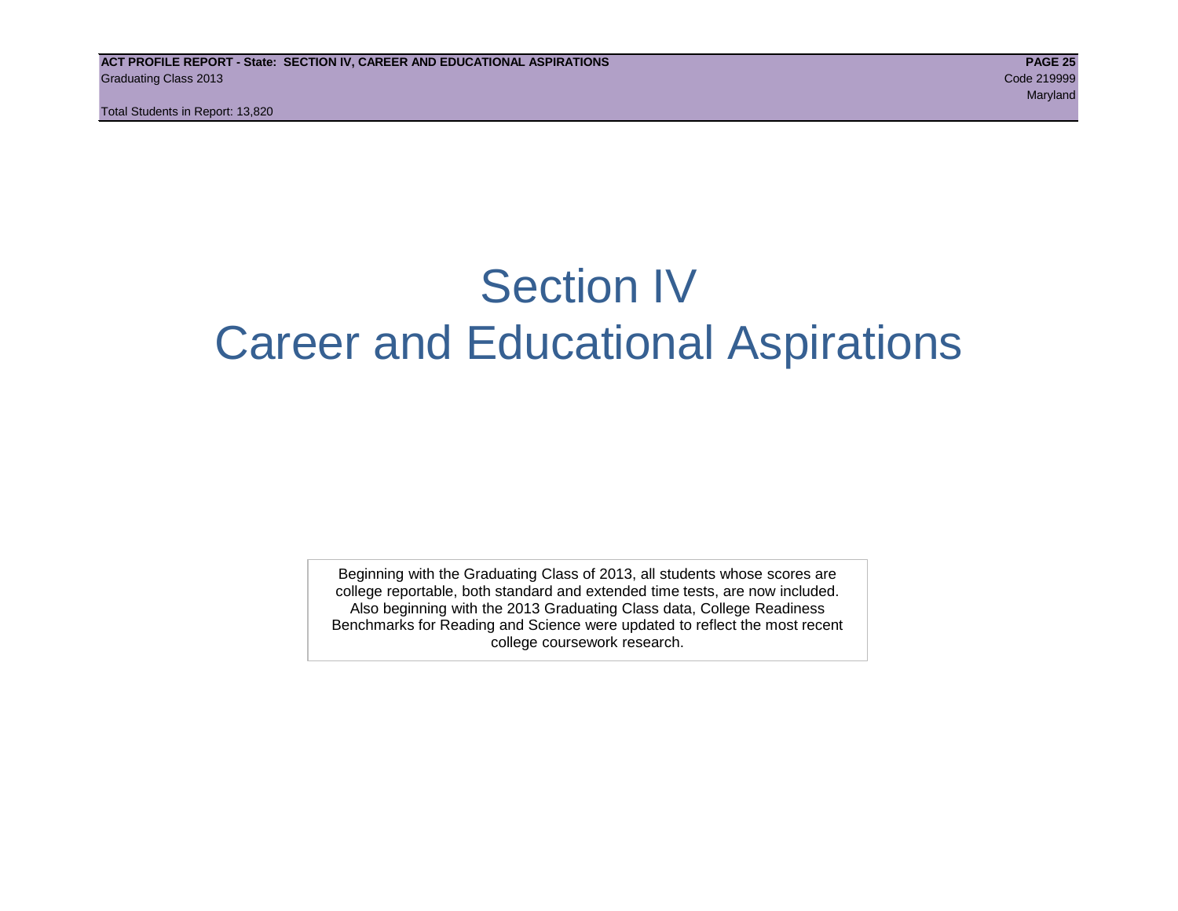# Section IV
# Career and Educational Aspirations

Beginning with the Graduating Class of 2013, all students whose scores are college reportable, both standard and extended time tests, are now included. Also beginning with the 2013 Graduating Class data, College Readiness Benchmarks for Reading and Science were updated to reflect the most recent college coursework research.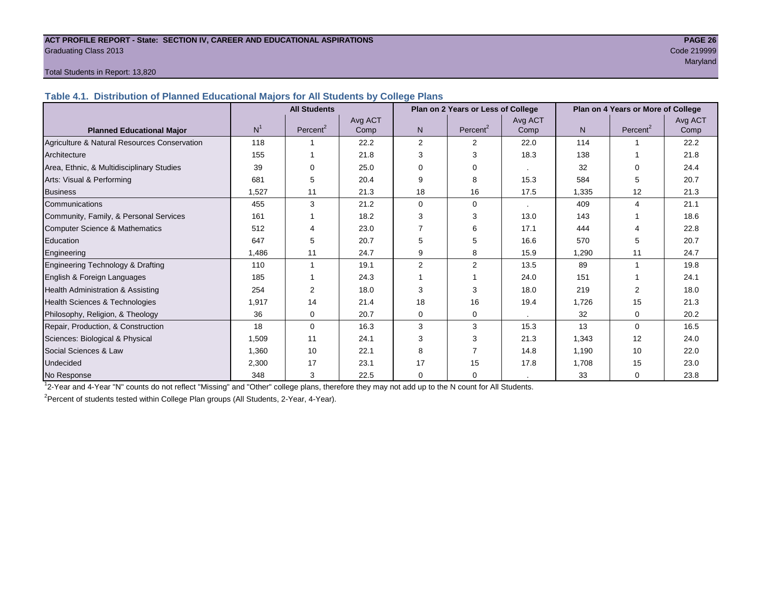**ACT PROFILE REPORT - State: SECTION IV, CAREER AND EDUCATIONAL ASPIRATIONS**
Graduating Class 2013
Code 219999
Maryland

Total Students in Report: 13,820

## Table 4.1. Distribution of Planned Educational Majors for All Students by College Plans

| Planned Educational Major | All Students | | | Plan on 2 Years or Less of College | | | Plan on 4 Years or More of College | | |
|---|---|---|---|---|---|---|---|---|---|
| | N[1] | Percent[2] | Avg ACT Comp | N | Percent[2] | Avg ACT Comp | N | Percent[2] | Avg ACT Comp |
| Agriculture & Natural Resources Conservation | 118 | 1 | 22.2 | 2 | 2 | 22.0 | 114 | 1 | 22.2 |
| Architecture | 155 | 1 | 21.8 | 3 | 3 | 18.3 | 138 | 1 | 21.8 |
| Area, Ethnic, & Multidisciplinary Studies | 39 | 0 | 25.0 | 0 | 0 | . | 32 | 0 | 24.4 |
| Arts: Visual & Performing | 681 | 5 | 20.4 | 9 | 8 | 15.3 | 584 | 5 | 20.7 |
| Business | 1,527 | 11 | 21.3 | 18 | 16 | 17.5 | 1,335 | 12 | 21.3 |
| Communications | 455 | 3 | 21.2 | 0 | 0 | . | 409 | 4 | 21.1 |
| Community, Family, & Personal Services | 161 | 1 | 18.2 | 3 | 3 | 13.0 | 143 | 1 | 18.6 |
| Computer Science & Mathematics | 512 | 4 | 23.0 | 7 | 6 | 17.1 | 444 | 4 | 22.8 |
| Education | 647 | 5 | 20.7 | 5 | 5 | 16.6 | 570 | 5 | 20.7 |
| Engineering | 1,486 | 11 | 24.7 | 9 | 8 | 15.9 | 1,290 | 11 | 24.7 |
| Engineering Technology & Drafting | 110 | 1 | 19.1 | 2 | 2 | 13.5 | 89 | 1 | 19.8 |
| English & Foreign Languages | 185 | 1 | 24.3 | 1 | 1 | 24.0 | 151 | 1 | 24.1 |
| Health Administration & Assisting | 254 | 2 | 18.0 | 3 | 3 | 18.0 | 219 | 2 | 18.0 |
| Health Sciences & Technologies | 1,917 | 14 | 21.4 | 18 | 16 | 19.4 | 1,726 | 15 | 21.3 |
| Philosophy, Religion, & Theology | 36 | 0 | 20.7 | 0 | 0 | . | 32 | 0 | 20.2 |
| Repair, Production, & Construction | 18 | 0 | 16.3 | 3 | 3 | 15.3 | 13 | 0 | 16.5 |
| Sciences: Biological & Physical | 1,509 | 11 | 24.1 | 3 | 3 | 21.3 | 1,343 | 12 | 24.0 |
| Social Sciences & Law | 1,360 | 10 | 22.1 | 8 | 7 | 14.8 | 1,190 | 10 | 22.0 |
| Undecided | 2,300 | 17 | 23.1 | 17 | 15 | 17.8 | 1,708 | 15 | 23.0 |
| No Response | 348 | 3 | 22.5 | 0 | 0 | . | 33 | 0 | 23.8 |

[1] 2-Year and 4-Year "N" counts do not reflect "Missing" and "Other" college plans, therefore they may not add up to the N count for All Students.

[2] Percent of students tested within College Plan groups (All Students, 2-Year, 4-Year).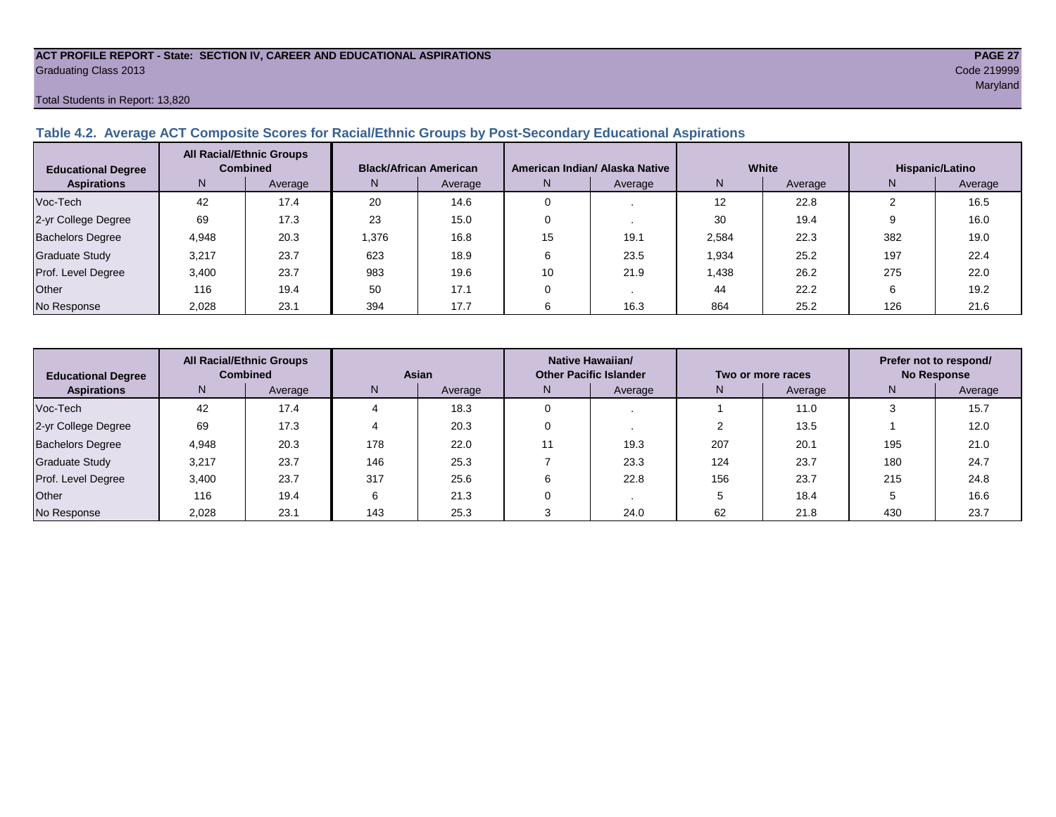**ACT PROFILE REPORT - State: SECTION IV, CAREER AND EDUCATIONAL ASPIRATIONS**
Graduating Class 2013
Code 219999
Maryland

Total Students in Report: 13,820

## Table 4.2. Average ACT Composite Scores for Racial/Ethnic Groups by Post-Secondary Educational Aspirations

| Educational Degree Aspirations | All Racial/Ethnic Groups Combined | | Black/African American | | American Indian/ Alaska Native | | White | | Hispanic/Latino | |
|---|---|---|---|---|---|---|---|---|---|---|
| | N | Average | N | Average | N | Average | N | Average | N | Average |
| Voc-Tech | 42 | 17.4 | 20 | 14.6 | 0 | . | 12 | 22.8 | 2 | 16.5 |
| 2-yr College Degree | 69 | 17.3 | 23 | 15.0 | 0 | . | 30 | 19.4 | 9 | 16.0 |
| Bachelors Degree | 4,948 | 20.3 | 1,376 | 16.8 | 15 | 19.1 | 2,584 | 22.3 | 382 | 19.0 |
| Graduate Study | 3,217 | 23.7 | 623 | 18.9 | 6 | 23.5 | 1,934 | 25.2 | 197 | 22.4 |
| Prof. Level Degree | 3,400 | 23.7 | 983 | 19.6 | 10 | 21.9 | 1,438 | 26.2 | 275 | 22.0 |
| Other | 116 | 19.4 | 50 | 17.1 | 0 | . | 44 | 22.2 | 6 | 19.2 |
| No Response | 2,028 | 23.1 | 394 | 17.7 | 6 | 16.3 | 864 | 25.2 | 126 | 21.6 |

| Educational Degree Aspirations | All Racial/Ethnic Groups Combined | | Asian | | Native Hawaiian/ Other Pacific Islander | | Two or more races | | Prefer not to respond/ No Response | |
|---|---|---|---|---|---|---|---|---|---|---|
| | N | Average | N | Average | N | Average | N | Average | N | Average |
| Voc-Tech | 42 | 17.4 | 4 | 18.3 | 0 | . | 1 | 11.0 | 3 | 15.7 |
| 2-yr College Degree | 69 | 17.3 | 4 | 20.3 | 0 | . | 2 | 13.5 | 1 | 12.0 |
| Bachelors Degree | 4,948 | 20.3 | 178 | 22.0 | 11 | 19.3 | 207 | 20.1 | 195 | 21.0 |
| Graduate Study | 3,217 | 23.7 | 146 | 25.3 | 7 | 23.3 | 124 | 23.7 | 180 | 24.7 |
| Prof. Level Degree | 3,400 | 23.7 | 317 | 25.6 | 6 | 22.8 | 156 | 23.7 | 215 | 24.8 |
| Other | 116 | 19.4 | 6 | 21.3 | 0 | . | 5 | 18.4 | 5 | 16.6 |
| No Response | 2,028 | 23.1 | 143 | 25.3 | 3 | 24.0 | 62 | 21.8 | 430 | 23.7 |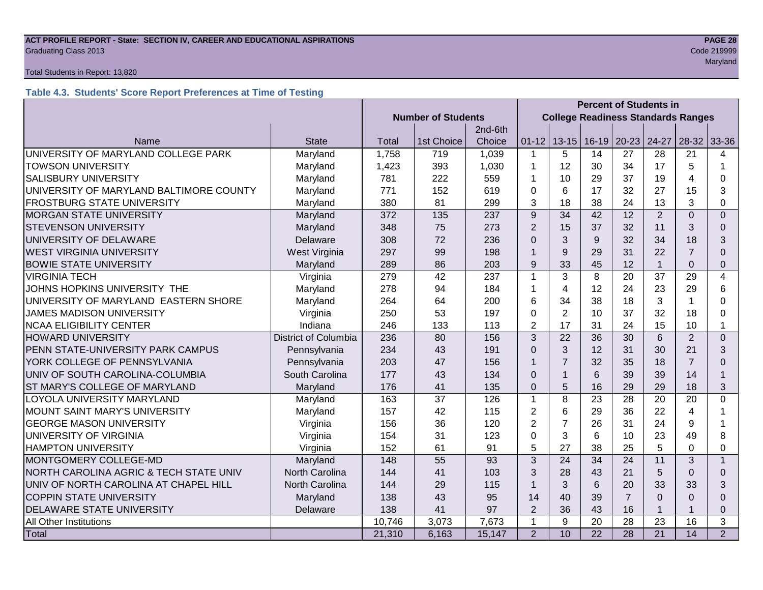**ACT PROFILE REPORT - State: SECTION IV, CAREER AND EDUCATIONAL ASPIRATIONS**
Graduating Class 2013

Code 219999
Maryland

Total Students in Report: 13,820

### Table 4.3. Students' Score Report Preferences at Time of Testing

| | | Number of Students | | | Percent of Students in College Readiness Standards Ranges | | | | | | |
|---|---|---|---|---|---|---|---|---|---|---|---|
| Name | State | Total | 1st Choice | 2nd-6th Choice | 01-12 | 13-15 | 16-19 | 20-23 | 24-27 | 28-32 | 33-36 |
| UNIVERSITY OF MARYLAND COLLEGE PARK | Maryland | 1,758 | 719 | 1,039 | 1 | 5 | 14 | 27 | 28 | 21 | 4 |
| TOWSON UNIVERSITY | Maryland | 1,423 | 393 | 1,030 | 1 | 12 | 30 | 34 | 17 | 5 | 1 |
| SALISBURY UNIVERSITY | Maryland | 781 | 222 | 559 | 1 | 10 | 29 | 37 | 19 | 4 | 0 |
| UNIVERSITY OF MARYLAND BALTIMORE COUNTY | Maryland | 771 | 152 | 619 | 0 | 6 | 17 | 32 | 27 | 15 | 3 |
| FROSTBURG STATE UNIVERSITY | Maryland | 380 | 81 | 299 | 3 | 18 | 38 | 24 | 13 | 3 | 0 |
| MORGAN STATE UNIVERSITY | Maryland | 372 | 135 | 237 | 9 | 34 | 42 | 12 | 2 | 0 | 0 |
| STEVENSON UNIVERSITY | Maryland | 348 | 75 | 273 | 2 | 15 | 37 | 32 | 11 | 3 | 0 |
| UNIVERSITY OF DELAWARE | Delaware | 308 | 72 | 236 | 0 | 3 | 9 | 32 | 34 | 18 | 3 |
| WEST VIRGINIA UNIVERSITY | West Virginia | 297 | 99 | 198 | 1 | 9 | 29 | 31 | 22 | 7 | 0 |
| BOWIE STATE UNIVERSITY | Maryland | 289 | 86 | 203 | 9 | 33 | 45 | 12 | 1 | 0 | 0 |
| VIRGINIA TECH | Virginia | 279 | 42 | 237 | 1 | 3 | 8 | 20 | 37 | 29 | 4 |
| JOHNS HOPKINS UNIVERSITY THE | Maryland | 278 | 94 | 184 | 1 | 4 | 12 | 24 | 23 | 29 | 6 |
| UNIVERSITY OF MARYLAND EASTERN SHORE | Maryland | 264 | 64 | 200 | 6 | 34 | 38 | 18 | 3 | 1 | 0 |
| JAMES MADISON UNIVERSITY | Virginia | 250 | 53 | 197 | 0 | 2 | 10 | 37 | 32 | 18 | 0 |
| NCAA ELIGIBILITY CENTER | Indiana | 246 | 133 | 113 | 2 | 17 | 31 | 24 | 15 | 10 | 1 |
| HOWARD UNIVERSITY | District of Columbia | 236 | 80 | 156 | 3 | 22 | 36 | 30 | 6 | 2 | 0 |
| PENN STATE-UNIVERSITY PARK CAMPUS | Pennsylvania | 234 | 43 | 191 | 0 | 3 | 12 | 31 | 30 | 21 | 3 |
| YORK COLLEGE OF PENNSYLVANIA | Pennsylvania | 203 | 47 | 156 | 1 | 7 | 32 | 35 | 18 | 7 | 0 |
| UNIV OF SOUTH CAROLINA-COLUMBIA | South Carolina | 177 | 43 | 134 | 0 | 1 | 6 | 39 | 39 | 14 | 1 |
| ST MARY'S COLLEGE OF MARYLAND | Maryland | 176 | 41 | 135 | 0 | 5 | 16 | 29 | 29 | 18 | 3 |
| LOYOLA UNIVERSITY MARYLAND | Maryland | 163 | 37 | 126 | 1 | 8 | 23 | 28 | 20 | 20 | 0 |
| MOUNT SAINT MARY'S UNIVERSITY | Maryland | 157 | 42 | 115 | 2 | 6 | 29 | 36 | 22 | 4 | 1 |
| GEORGE MASON UNIVERSITY | Virginia | 156 | 36 | 120 | 2 | 7 | 26 | 31 | 24 | 9 | 1 |
| UNIVERSITY OF VIRGINIA | Virginia | 154 | 31 | 123 | 0 | 3 | 6 | 10 | 23 | 49 | 8 |
| HAMPTON UNIVERSITY | Virginia | 152 | 61 | 91 | 5 | 27 | 38 | 25 | 5 | 0 | 0 |
| MONTGOMERY COLLEGE-MD | Maryland | 148 | 55 | 93 | 3 | 24 | 34 | 24 | 11 | 3 | 1 |
| NORTH CAROLINA AGRIC & TECH STATE UNIV | North Carolina | 144 | 41 | 103 | 3 | 28 | 43 | 21 | 5 | 0 | 0 |
| UNIV OF NORTH CAROLINA AT CHAPEL HILL | North Carolina | 144 | 29 | 115 | 1 | 3 | 6 | 20 | 33 | 33 | 3 |
| COPPIN STATE UNIVERSITY | Maryland | 138 | 43 | 95 | 14 | 40 | 39 | 7 | 0 | 0 | 0 |
| DELAWARE STATE UNIVERSITY | Delaware | 138 | 41 | 97 | 2 | 36 | 43 | 16 | 1 | 1 | 0 |
| All Other Institutions | | 10,746 | 3,073 | 7,673 | 1 | 9 | 20 | 28 | 23 | 16 | 3 |
| Total | | 21,310 | 6,163 | 15,147 | 2 | 10 | 22 | 28 | 21 | 14 | 2 |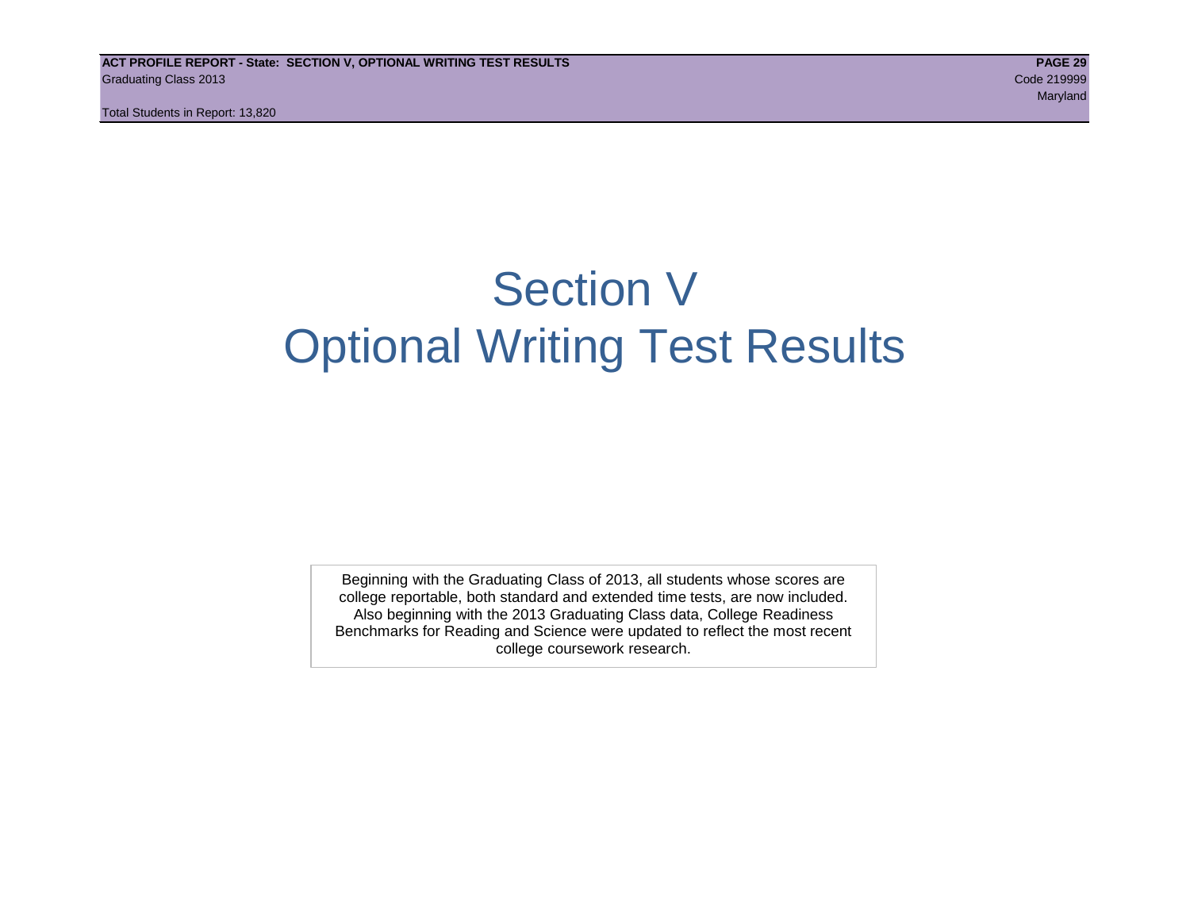# Section V
# Optional Writing Test Results

Beginning with the Graduating Class of 2013, all students whose scores are college reportable, both standard and extended time tests, are now included. Also beginning with the 2013 Graduating Class data, College Readiness Benchmarks for Reading and Science were updated to reflect the most recent college coursework research.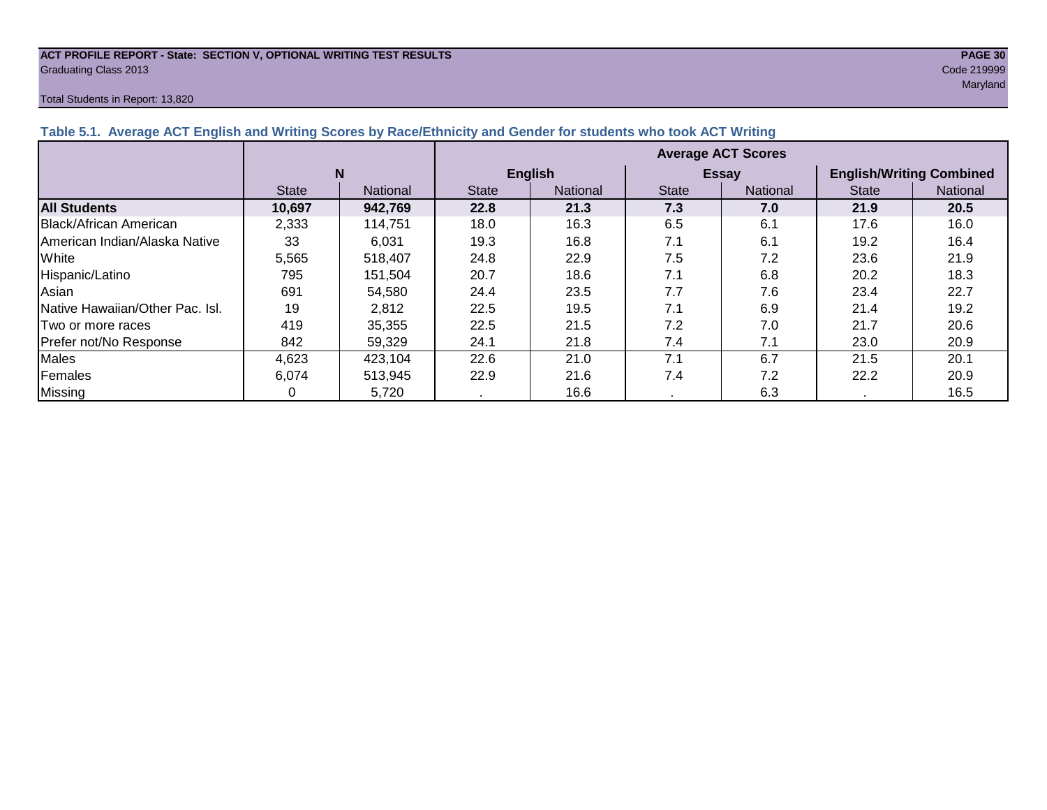**ACT PROFILE REPORT - State: SECTION V, OPTIONAL WRITING TEST RESULTS**
Graduating Class 2013
Code 219999
Maryland

Total Students in Report: 13,820

### Table 5.1. Average ACT English and Writing Scores by Race/Ethnicity and Gender for students who took ACT Writing

| | N | | Average ACT Scores | | | | | |
|---|---|---|---|---|---|---|---|---|
| | | | English | | Essay | | English/Writing Combined | |
| | State | National | State | National | State | National | State | National |
| **All Students** | **10,697** | **942,769** | **22.8** | **21.3** | **7.3** | **7.0** | **21.9** | **20.5** |
| Black/African American | 2,333 | 114,751 | 18.0 | 16.3 | 6.5 | 6.1 | 17.6 | 16.0 |
| American Indian/Alaska Native | 33 | 6,031 | 19.3 | 16.8 | 7.1 | 6.1 | 19.2 | 16.4 |
| White | 5,565 | 518,407 | 24.8 | 22.9 | 7.5 | 7.2 | 23.6 | 21.9 |
| Hispanic/Latino | 795 | 151,504 | 20.7 | 18.6 | 7.1 | 6.8 | 20.2 | 18.3 |
| Asian | 691 | 54,580 | 24.4 | 23.5 | 7.7 | 7.6 | 23.4 | 22.7 |
| Native Hawaiian/Other Pac. Isl. | 19 | 2,812 | 22.5 | 19.5 | 7.1 | 6.9 | 21.4 | 19.2 |
| Two or more races | 419 | 35,355 | 22.5 | 21.5 | 7.2 | 7.0 | 21.7 | 20.6 |
| Prefer not/No Response | 842 | 59,329 | 24.1 | 21.8 | 7.4 | 7.1 | 23.0 | 20.9 |
| Males | 4,623 | 423,104 | 22.6 | 21.0 | 7.1 | 6.7 | 21.5 | 20.1 |
| Females | 6,074 | 513,945 | 22.9 | 21.6 | 7.4 | 7.2 | 22.2 | 20.9 |
| Missing | 0 | 5,720 | . | 16.6 | . | 6.3 | . | 16.5 |